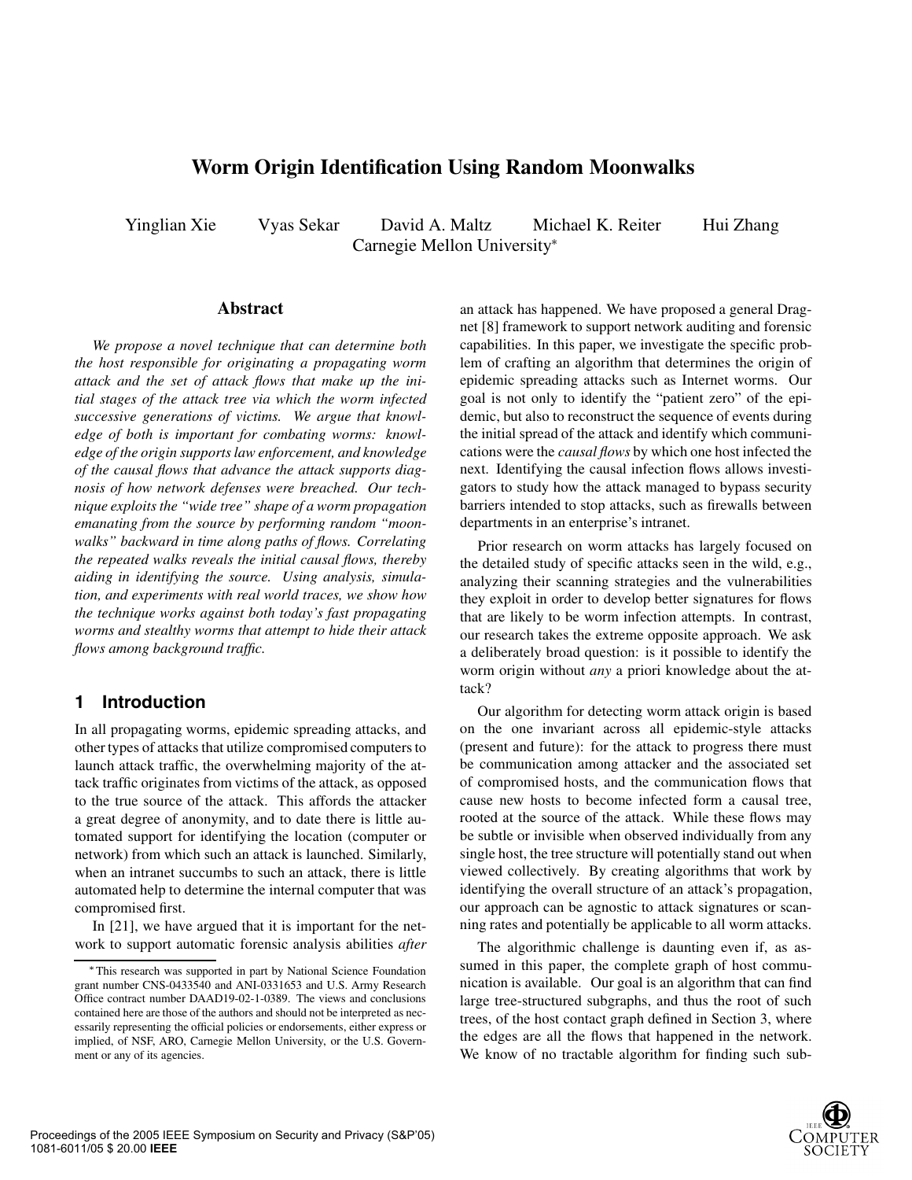# Worm Origin Identification Using Random Moonwalks

Yinglian Xie Vyas Sekar David A. Maltz Michael K. Reiter Hui Zhang
Carnegie Mellon University*

## Abstract

*We propose a novel technique that can determine both the host responsible for originating a propagating worm attack and the set of attack flows that make up the initial stages of the attack tree via which the worm infected successive generations of victims. We argue that knowledge of both is important for combating worms: knowledge of the origin supports law enforcement, and knowledge of the causal flows that advance the attack supports diagnosis of how network defenses were breached. Our technique exploits the "wide tree" shape of a worm propagation emanating from the source by performing random "moonwalks" backward in time along paths of flows. Correlating the repeated walks reveals the initial causal flows, thereby aiding in identifying the source. Using analysis, simulation, and experiments with real world traces, we show how the technique works against both today's fast propagating worms and stealthy worms that attempt to hide their attack flows among background traffic.*

## 1 Introduction

In all propagating worms, epidemic spreading attacks, and other types of attacks that utilize compromised computers to launch attack traffic, the overwhelming majority of the attack traffic originates from victims of the attack, as opposed to the true source of the attack. This affords the attacker a great degree of anonymity, and to date there is little automated support for identifying the location (computer or network) from which such an attack is launched. Similarly, when an intranet succumbs to such an attack, there is little automated help to determine the internal computer that was compromised first.

In [21], we have argued that it is important for the network to support automatic forensic analysis abilities *after* an attack has happened. We have proposed a general Dragnet [8] framework to support network auditing and forensic capabilities. In this paper, we investigate the specific problem of crafting an algorithm that determines the origin of epidemic spreading attacks such as Internet worms. Our goal is not only to identify the "patient zero" of the epidemic, but also to reconstruct the sequence of events during the initial spread of the attack and identify which communications were the *causal flows* by which one host infected the next. Identifying the causal infection flows allows investigators to study how the attack managed to bypass security barriers intended to stop attacks, such as firewalls between departments in an enterprise's intranet.

Prior research on worm attacks has largely focused on the detailed study of specific attacks seen in the wild, e.g., analyzing their scanning strategies and the vulnerabilities they exploit in order to develop better signatures for flows that are likely to be worm infection attempts. In contrast, our research takes the extreme opposite approach. We ask a deliberately broad question: is it possible to identify the worm origin without *any* a priori knowledge about the attack?

Our algorithm for detecting worm attack origin is based on the one invariant across all epidemic-style attacks (present and future): for the attack to progress there must be communication among attacker and the associated set of compromised hosts, and the communication flows that cause new hosts to become infected form a causal tree, rooted at the source of the attack. While these flows may be subtle or invisible when observed individually from any single host, the tree structure will potentially stand out when viewed collectively. By creating algorithms that work by identifying the overall structure of an attack's propagation, our approach can be agnostic to attack signatures or scanning rates and potentially be applicable to all worm attacks.

The algorithmic challenge is daunting even if, as assumed in this paper, the complete graph of host communication is available. Our goal is an algorithm that can find large tree-structured subgraphs, and thus the root of such trees, of the host contact graph defined in Section 3, where the edges are all the flows that happened in the network. We know of no tractable algorithm for finding such sub-

*This research was supported in part by National Science Foundation grant number CNS-0433540 and ANI-0331653 and U.S. Army Research Office contract number DAAD19-02-1-0389. The views and conclusions contained here are those of the authors and should not be interpreted as necessarily representing the official policies or endorsements, either express or implied, of NSF, ARO, Carnegie Mellon University, or the U.S. Government or any of its agencies.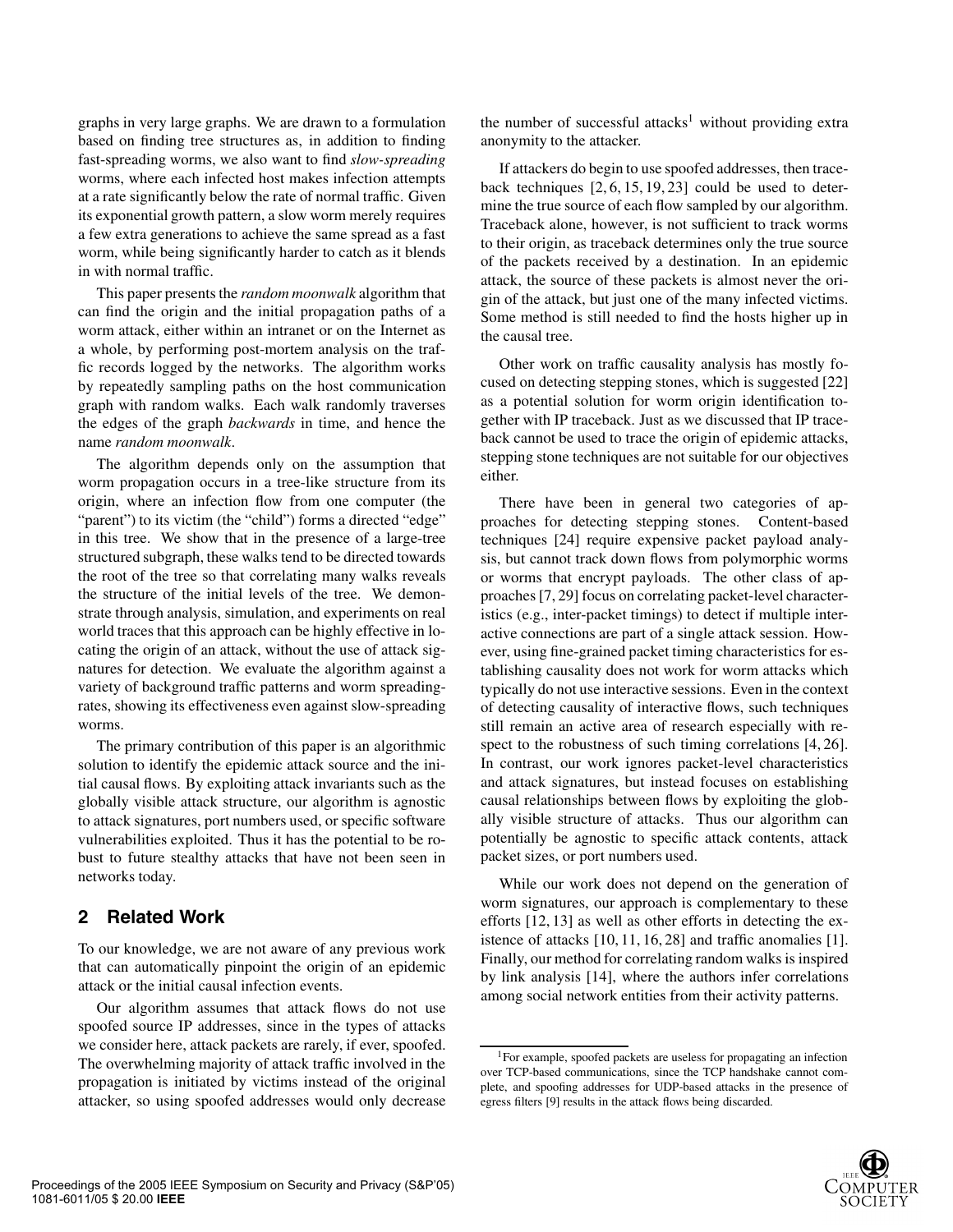graphs in very large graphs. We are drawn to a formulation based on finding tree structures as, in addition to finding fast-spreading worms, we also want to find *slow-spreading* worms, where each infected host makes infection attempts at a rate significantly below the rate of normal traffic. Given its exponential growth pattern, a slow worm merely requires a few extra generations to achieve the same spread as a fast worm, while being significantly harder to catch as it blends in with normal traffic.

This paper presents the *random moonwalk* algorithm that can find the origin and the initial propagation paths of a worm attack, either within an intranet or on the Internet as a whole, by performing post-mortem analysis on the traffic records logged by the networks. The algorithm works by repeatedly sampling paths on the host communication graph with random walks. Each walk randomly traverses the edges of the graph *backwards* in time, and hence the name *random moonwalk*.

The algorithm depends only on the assumption that worm propagation occurs in a tree-like structure from its origin, where an infection flow from one computer (the "parent") to its victim (the "child") forms a directed "edge" in this tree. We show that in the presence of a large-tree structured subgraph, these walks tend to be directed towards the root of the tree so that correlating many walks reveals the structure of the initial levels of the tree. We demonstrate through analysis, simulation, and experiments on real world traces that this approach can be highly effective in locating the origin of an attack, without the use of attack signatures for detection. We evaluate the algorithm against a variety of background traffic patterns and worm spreading-rates, showing its effectiveness even against slow-spreading worms.

The primary contribution of this paper is an algorithmic solution to identify the epidemic attack source and the initial causal flows. By exploiting attack invariants such as the globally visible attack structure, our algorithm is agnostic to attack signatures, port numbers used, or specific software vulnerabilities exploited. Thus it has the potential to be robust to future stealthy attacks that have not been seen in networks today.

## 2 Related Work

To our knowledge, we are not aware of any previous work that can automatically pinpoint the origin of an epidemic attack or the initial causal infection events.

Our algorithm assumes that attack flows do not use spoofed source IP addresses, since in the types of attacks we consider here, attack packets are rarely, if ever, spoofed. The overwhelming majority of attack traffic involved in the propagation is initiated by victims instead of the original attacker, so using spoofed addresses would only decrease the number of successful attacks[1] without providing extra anonymity to the attacker.

If attackers do begin to use spoofed addresses, then traceback techniques [2, 6, 15, 19, 23] could be used to determine the true source of each flow sampled by our algorithm. Traceback alone, however, is not sufficient to track worms to their origin, as traceback determines only the true source of the packets received by a destination. In an epidemic attack, the source of these packets is almost never the origin of the attack, but just one of the many infected victims. Some method is still needed to find the hosts higher up in the causal tree.

Other work on traffic causality analysis has mostly focused on detecting stepping stones, which is suggested [22] as a potential solution for worm origin identification together with IP traceback. Just as we discussed that IP traceback cannot be used to trace the origin of epidemic attacks, stepping stone techniques are not suitable for our objectives either.

There have been in general two categories of approaches for detecting stepping stones. Content-based techniques [24] require expensive packet payload analysis, but cannot track down flows from polymorphic worms or worms that encrypt payloads. The other class of approaches [7, 29] focus on correlating packet-level characteristics (e.g., inter-packet timings) to detect if multiple interactive connections are part of a single attack session. However, using fine-grained packet timing characteristics for establishing causality does not work for worm attacks which typically do not use interactive sessions. Even in the context of detecting causality of interactive flows, such techniques still remain an active area of research especially with respect to the robustness of such timing correlations [4, 26]. In contrast, our work ignores packet-level characteristics and attack signatures, but instead focuses on establishing causal relationships between flows by exploiting the globally visible structure of attacks. Thus our algorithm can potentially be agnostic to specific attack contents, attack packet sizes, or port numbers used.

While our work does not depend on the generation of worm signatures, our approach is complementary to these efforts [12, 13] as well as other efforts in detecting the existence of attacks [10, 11, 16, 28] and traffic anomalies [1]. Finally, our method for correlating random walks is inspired by link analysis [14], where the authors infer correlations among social network entities from their activity patterns.

[1] For example, spoofed packets are useless for propagating an infection over TCP-based communications, since the TCP handshake cannot complete, and spoofing addresses for UDP-based attacks in the presence of egress filters [9] results in the attack flows being discarded.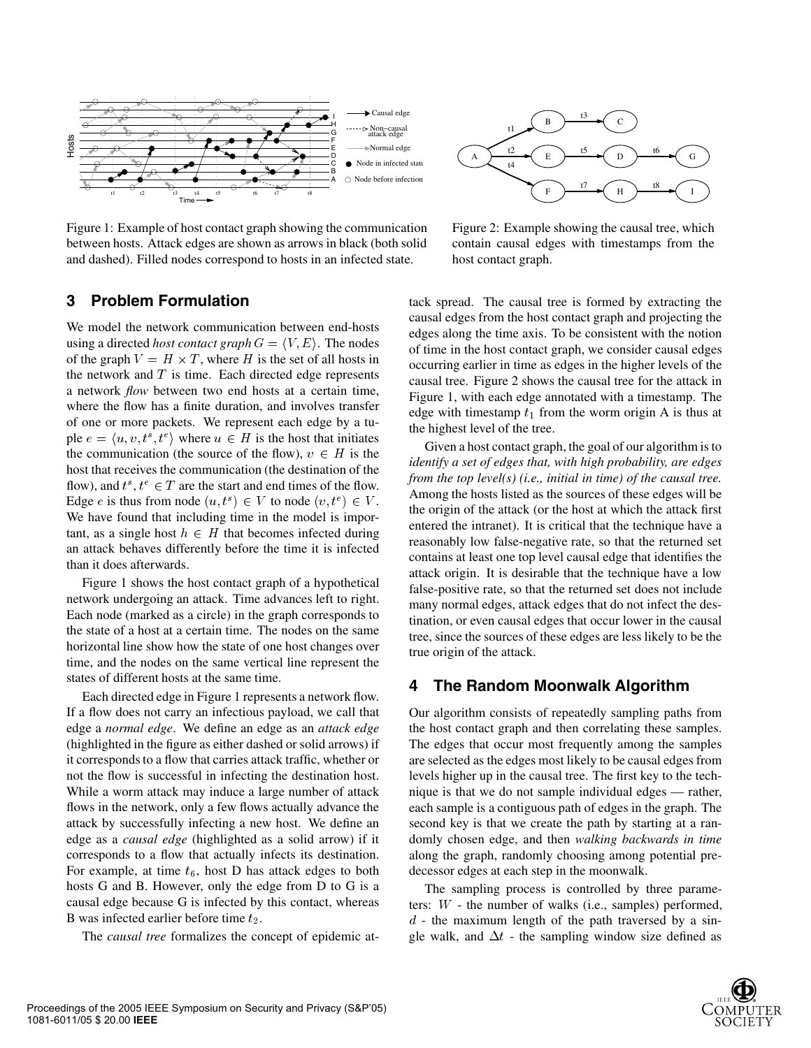Figure 1: Example of host contact graph showing the communication between hosts. Attack edges are shown as arrows in black (both solid and dashed). Filled nodes correspond to hosts in an infected state.

Figure 2: Example showing the causal tree, which contain causal edges with timestamps from the host contact graph.

## 3 Problem Formulation

We model the network communication between end-hosts using a directed *host contact graph* $G = \langle V, E \rangle$. The nodes of the graph $V = H \times T$, where $H$ is the set of all hosts in the network and $T$ is time. Each directed edge represents a network *flow* between two end hosts at a certain time, where the flow has a finite duration, and involves transfer of one or more packets. We represent each edge by a tuple $e = \langle u, v, t^s, t^e \rangle$ where $u \in H$ is the host that initiates the communication (the source of the flow), $v \in H$ is the host that receives the communication (the destination of the flow), and $t^s, t^e \in T$ are the start and end times of the flow. Edge $e$ is thus from node $(u, t^s) \in V$ to node $(v, t^e) \in V$. We have found that including time in the model is important, as a single host $h \in H$ that becomes infected during an attack behaves differently before the time it is infected than it does afterwards.

Figure 1 shows the host contact graph of a hypothetical network undergoing an attack. Time advances left to right. Each node (marked as a circle) in the graph corresponds to the state of a host at a certain time. The nodes on the same horizontal line show how the state of one host changes over time, and the nodes on the same vertical line represent the states of different hosts at the same time.

Each directed edge in Figure 1 represents a network flow. If a flow does not carry an infectious payload, we call that edge a *normal edge*. We define an edge as an *attack edge* (highlighted in the figure as either dashed or solid arrows) if it corresponds to a flow that carries attack traffic, whether or not the flow is successful in infecting the destination host. While a worm attack may induce a large number of attack flows in the network, only a few flows actually advance the attack by successfully infecting a new host. We define an edge as a *causal edge* (highlighted as a solid arrow) if it corresponds to a flow that actually infects its destination. For example, at time $t_6$, host D has attack edges to both hosts G and B. However, only the edge from D to G is a causal edge because G is infected by this contact, whereas B was infected earlier before time $t_2$.

The *causal tree* formalizes the concept of epidemic attack spread. The causal tree is formed by extracting the causal edges from the host contact graph and projecting the edges along the time axis. To be consistent with the notion of time in the host contact graph, we consider causal edges occurring earlier in time as edges in the higher levels of the causal tree. Figure 2 shows the causal tree for the attack in Figure 1, with each edge annotated with a timestamp. The edge with timestamp $t_1$ from the worm origin A is thus at the highest level of the tree.

Given a host contact graph, the goal of our algorithm is to *identify a set of edges that, with high probability, are edges from the top level(s) (i.e., initial in time) of the causal tree.* Among the hosts listed as the sources of these edges will be the origin of the attack (or the host at which the attack first entered the intranet). It is critical that the technique have a reasonably low false-negative rate, so that the returned set contains at least one top level causal edge that identifies the attack origin. It is desirable that the technique have a low false-positive rate, so that the returned set does not include many normal edges, attack edges that do not infect the destination, or even causal edges that occur lower in the causal tree, since the sources of these edges are less likely to be the true origin of the attack.

## 4 The Random Moonwalk Algorithm

Our algorithm consists of repeatedly sampling paths from the host contact graph and then correlating these samples. The edges that occur most frequently among the samples are selected as the edges most likely to be causal edges from levels higher up in the causal tree. The first key to the technique is that we do not sample individual edges — rather, each sample is a contiguous path of edges in the graph. The second key is that we create the path by starting at a randomly chosen edge, and then *walking backwards in time* along the graph, randomly choosing among potential predecessor edges at each step in the moonwalk.

The sampling process is controlled by three parameters: $W$ - the number of walks (i.e., samples) performed, $d$ - the maximum length of the path traversed by a single walk, and $\Delta t$ - the sampling window size defined as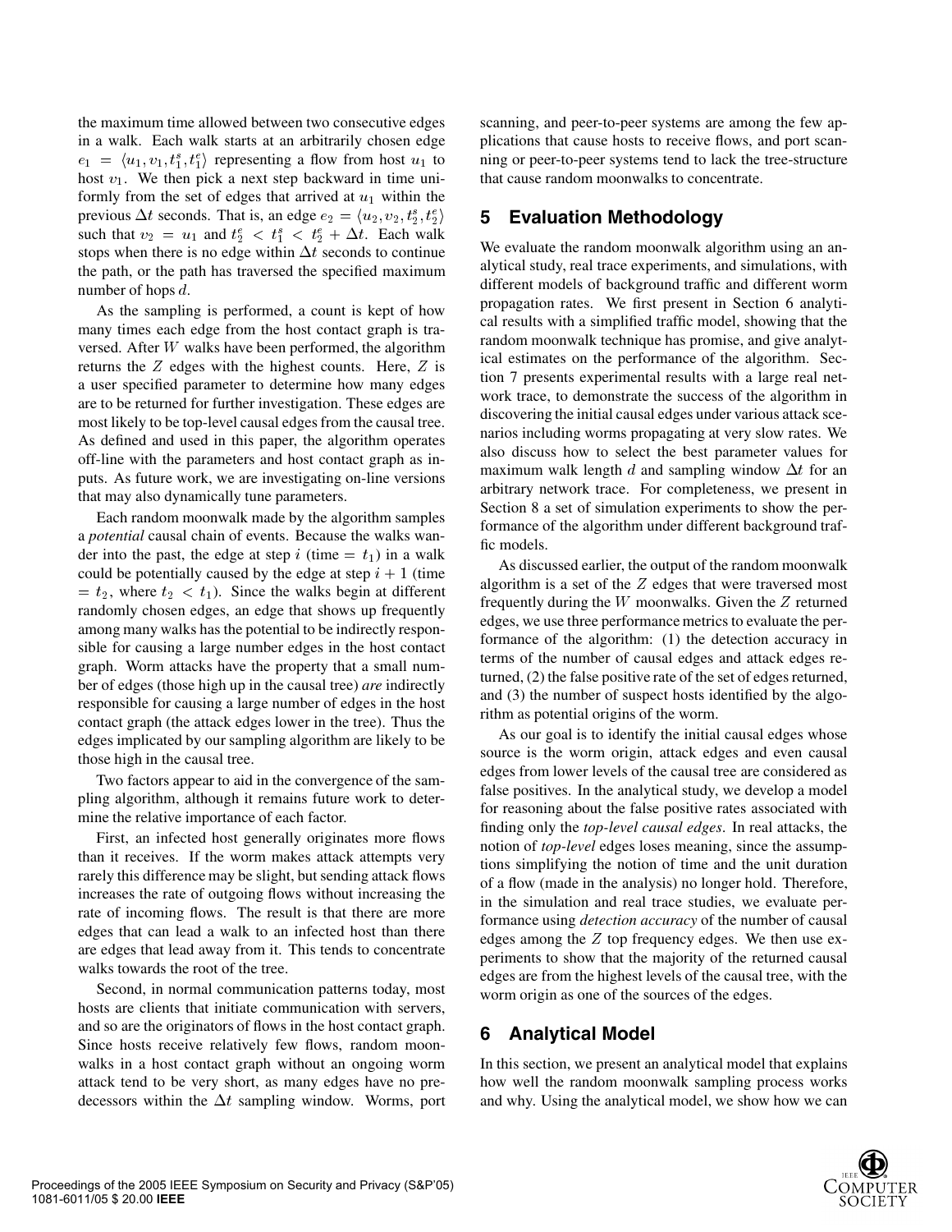the maximum time allowed between two consecutive edges in a walk. Each walk starts at an arbitrarily chosen edge $e_1 = \langle u_1, v_1, t_1^s, t_1^e \rangle$ representing a flow from host $u_1$ to host $v_1$. We then pick a next step backward in time uniformly from the set of edges that arrived at $u_1$ within the previous $\Delta t$ seconds. That is, an edge $e_2 = \langle u_2, v_2, t_2^s, t_2^e \rangle$ such that $v_2 = u_1$ and $t_2^e < t_1^s < t_2^e + \Delta t$. Each walk stops when there is no edge within $\Delta t$ seconds to continue the path, or the path has traversed the specified maximum number of hops $d$.

As the sampling is performed, a count is kept of how many times each edge from the host contact graph is traversed. After $W$ walks have been performed, the algorithm returns the $Z$ edges with the highest counts. Here, $Z$ is a user specified parameter to determine how many edges are to be returned for further investigation. These edges are most likely to be top-level causal edges from the causal tree. As defined and used in this paper, the algorithm operates off-line with the parameters and host contact graph as inputs. As future work, we are investigating on-line versions that may also dynamically tune parameters.

Each random moonwalk made by the algorithm samples a *potential* causal chain of events. Because the walks wander into the past, the edge at step $i$ (time $= t_1$) in a walk could be potentially caused by the edge at step $i + 1$ (time $= t_2$, where $t_2 < t_1$). Since the walks begin at different randomly chosen edges, an edge that shows up frequently among many walks has the potential to be indirectly responsible for causing a large number edges in the host contact graph. Worm attacks have the property that a small number of edges (those high up in the causal tree) *are* indirectly responsible for causing a large number of edges in the host contact graph (the attack edges lower in the tree). Thus the edges implicated by our sampling algorithm are likely to be those high in the causal tree.

Two factors appear to aid in the convergence of the sampling algorithm, although it remains future work to determine the relative importance of each factor.

First, an infected host generally originates more flows than it receives. If the worm makes attack attempts very rarely this difference may be slight, but sending attack flows increases the rate of outgoing flows without increasing the rate of incoming flows. The result is that there are more edges that can lead a walk to an infected host than there are edges that lead away from it. This tends to concentrate walks towards the root of the tree.

Second, in normal communication patterns today, most hosts are clients that initiate communication with servers, and so are the originators of flows in the host contact graph. Since hosts receive relatively few flows, random moonwalks in a host contact graph without an ongoing worm attack tend to be very short, as many edges have no predecessors within the $\Delta t$ sampling window. Worms, port scanning, and peer-to-peer systems are among the few applications that cause hosts to receive flows, and port scanning or peer-to-peer systems tend to lack the tree-structure that cause random moonwalks to concentrate.

## 5 Evaluation Methodology

We evaluate the random moonwalk algorithm using an analytical study, real trace experiments, and simulations, with different models of background traffic and different worm propagation rates. We first present in Section 6 analytical results with a simplified traffic model, showing that the random moonwalk technique has promise, and give analytical estimates on the performance of the algorithm. Section 7 presents experimental results with a large real network trace, to demonstrate the success of the algorithm in discovering the initial causal edges under various attack scenarios including worms propagating at very slow rates. We also discuss how to select the best parameter values for maximum walk length $d$ and sampling window $\Delta t$ for an arbitrary network trace. For completeness, we present in Section 8 a set of simulation experiments to show the performance of the algorithm under different background traffic models.

As discussed earlier, the output of the random moonwalk algorithm is a set of the $Z$ edges that were traversed most frequently during the $W$ moonwalks. Given the $Z$ returned edges, we use three performance metrics to evaluate the performance of the algorithm: (1) the detection accuracy in terms of the number of causal edges and attack edges returned, (2) the false positive rate of the set of edges returned, and (3) the number of suspect hosts identified by the algorithm as potential origins of the worm.

As our goal is to identify the initial causal edges whose source is the worm origin, attack edges and even causal edges from lower levels of the causal tree are considered as false positives. In the analytical study, we develop a model for reasoning about the false positive rates associated with finding only the *top-level causal edges*. In real attacks, the notion of *top-level* edges loses meaning, since the assumptions simplifying the notion of time and the unit duration of a flow (made in the analysis) no longer hold. Therefore, in the simulation and real trace studies, we evaluate performance using *detection accuracy* of the number of causal edges among the $Z$ top frequency edges. We then use experiments to show that the majority of the returned causal edges are from the highest levels of the causal tree, with the worm origin as one of the sources of the edges.

## 6 Analytical Model

In this section, we present an analytical model that explains how well the random moonwalk sampling process works and why. Using the analytical model, we show how we can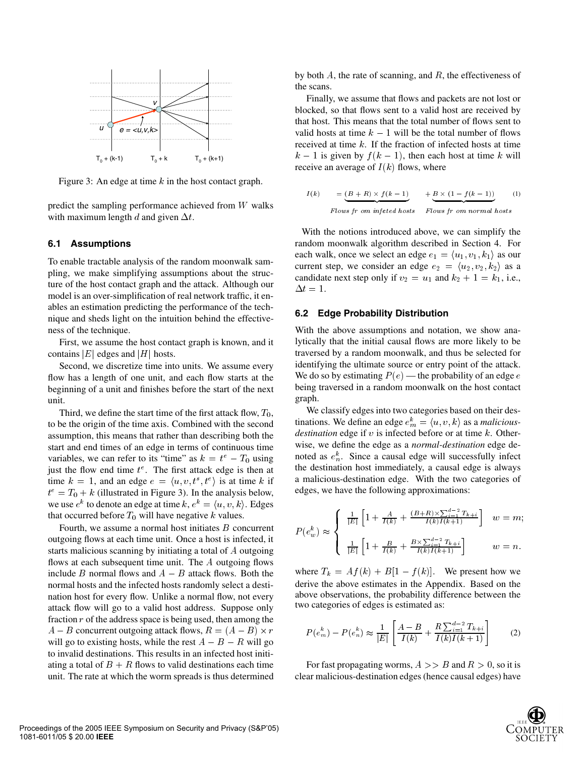Figure 3: An edge at time $k$ in the host contact graph.

predict the sampling performance achieved from $W$ walks with maximum length $d$ and given $\Delta t$.

### 6.1 Assumptions

To enable tractable analysis of the random moonwalk sampling, we make simplifying assumptions about the structure of the host contact graph and the attack. Although our model is an over-simplification of real network traffic, it enables an estimation predicting the performance of the technique and sheds light on the intuition behind the effectiveness of the technique.

First, we assume the host contact graph is known, and it contains $|E|$ edges and $|H|$ hosts.

Second, we discretize time into units. We assume every flow has a length of one unit, and each flow starts at the beginning of a unit and finishes before the start of the next unit.

Third, we define the start time of the first attack flow, $T_0$, to be the origin of the time axis. Combined with the second assumption, this means that rather than describing both the start and end times of an edge in terms of continuous time variables, we can refer to its "time" as $k = t^e - T_0$ using just the flow end time $t^e$. The first attack edge is then at time $k = 1$, and an edge $e = \langle u, v, t^s, t^e \rangle$ is at time $k$ if $t^e = T_0 + k$ (illustrated in Figure 3). In the analysis below, we use $e^k$ to denote an edge at time $k$, $e^k = \langle u, v, k \rangle$. Edges that occurred before $T_0$ will have negative $k$ values.

Fourth, we assume a normal host initiates $B$ concurrent outgoing flows at each time unit. Once a host is infected, it starts malicious scanning by initiating a total of $A$ outgoing flows at each subsequent time unit. The $A$ outgoing flows include $B$ normal flows and $A - B$ attack flows. Both the normal hosts and the infected hosts randomly select a destination host for every flow. Unlike a normal flow, not every attack flow will go to a valid host address. Suppose only fraction $r$ of the address space is being used, then among the $A - B$ concurrent outgoing attack flows, $R = (A - B) \times r$ will go to existing hosts, while the rest $A - B - R$ will go to invalid destinations. This results in an infected host initiating a total of $B + R$ flows to valid destinations each time unit. The rate at which the worm spreads is thus determined by both $A$, the rate of scanning, and $R$, the effectiveness of the scans.

Finally, we assume that flows and packets are not lost or blocked, so that flows sent to a valid host are received by that host. This means that the total number of flows sent to valid hosts at time $k - 1$ will be the total number of flows received at time $k$. If the fraction of infected hosts at time $k - 1$ is given by $f(k - 1)$, then each host at time $k$ will receive an average of $I(k)$ flows, where

$$I(k) = \underbrace{(B + R) \times f(k-1)}_{\text{Flows from infeted hosts}} + \underbrace{B \times (1 - f(k-1))}_{\text{Flows from normal hosts}} \quad (1)$$

With the notions introduced above, we can simplify the random moonwalk algorithm described in Section 4. For each walk, once we select an edge $e_1 = \langle u_1, v_1, k_1 \rangle$ as our current step, we consider an edge $e_2 = \langle u_2, v_2, k_2 \rangle$ as a candidate next step only if $v_2 = u_1$ and $k_2 + 1 = k_1$, i.e., $\Delta t = 1$.

### 6.2 Edge Probability Distribution

With the above assumptions and notation, we show analytically that the initial causal flows are more likely to be traversed by a random moonwalk, and thus be selected for identifying the ultimate source or entry point of the attack. We do so by estimating $P(e)$ — the probability of an edge $e$ being traversed in a random moonwalk on the host contact graph.

We classify edges into two categories based on their destinations. We define an edge $e_m^k = \langle u, v, k \rangle$ as a *malicious-destination* edge if $v$ is infected before or at time $k$. Otherwise, we define the edge as a *normal-destination* edge denoted as $e_n^k$. Since a causal edge will successfully infect the destination host immediately, a causal edge is always a malicious-destination edge. With the two categories of edges, we have the following approximations:

$$P(e_w^k) \approx \begin{cases} \frac{1}{|E|}\left[1 + \frac{A}{I(k)} + \frac{(B+R)\times\sum_{i=1}^{d-2} T_{k+i}}{I(k)I(k+1)}\right] & w = m; \\ \frac{1}{|E|}\left[1 + \frac{B}{I(k)} + \frac{B\times\sum_{i=1}^{d-2} T_{k+i}}{I(k)I(k+1)}\right] & w = n. \end{cases}$$

where $T_k = Af(k) + B[1 - f(k)]$. We present how we derive the above estimates in the Appendix. Based on the above observations, the probability difference between the two categories of edges is estimated as:

$$P(e_m^k) - P(e_n^k) \approx \frac{1}{|E|}\left[\frac{A - B}{I(k)} + \frac{R\sum_{i=1}^{d-2} T_{k+i}}{I(k)I(k+1)}\right] \quad (2)$$

For fast propagating worms, $A >> B$ and $R > 0$, so it is clear malicious-destination edges (hence causal edges) have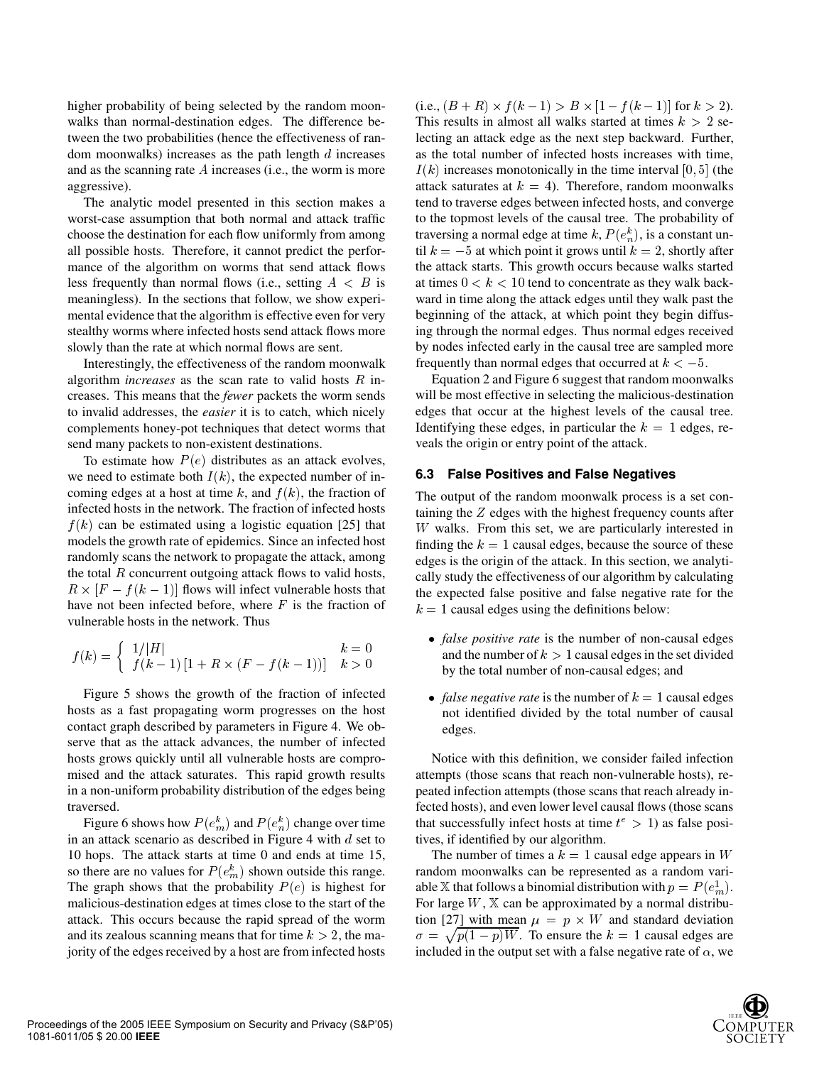higher probability of being selected by the random moonwalks than normal-destination edges. The difference between the two probabilities (hence the effectiveness of random moonwalks) increases as the path length $d$ increases and as the scanning rate $A$ increases (i.e., the worm is more aggressive).

The analytic model presented in this section makes a worst-case assumption that both normal and attack traffic choose the destination for each flow uniformly from among all possible hosts. Therefore, it cannot predict the performance of the algorithm on worms that send attack flows less frequently than normal flows (i.e., setting $A < B$ is meaningless). In the sections that follow, we show experimental evidence that the algorithm is effective even for very stealthy worms where infected hosts send attack flows more slowly than the rate at which normal flows are sent.

Interestingly, the effectiveness of the random moonwalk algorithm *increases* as the scan rate to valid hosts $R$ increases. This means that the *fewer* packets the worm sends to invalid addresses, the *easier* it is to catch, which nicely complements honey-pot techniques that detect worms that send many packets to non-existent destinations.

To estimate how $P(e)$ distributes as an attack evolves, we need to estimate both $I(k)$, the expected number of incoming edges at a host at time $k$, and $f(k)$, the fraction of infected hosts in the network. The fraction of infected hosts $f(k)$ can be estimated using a logistic equation [25] that models the growth rate of epidemics. Since an infected host randomly scans the network to propagate the attack, among the total $R$ concurrent outgoing attack flows to valid hosts, $R \times [F - f(k-1)]$ flows will infect vulnerable hosts that have not been infected before, where $F$ is the fraction of vulnerable hosts in the network. Thus

$$f(k) = \begin{cases} 1/|H| & k = 0 \\ f(k-1)\left[1 + R \times (F - f(k-1))\right] & k > 0 \end{cases}$$

Figure 5 shows the growth of the fraction of infected hosts as a fast propagating worm progresses on the host contact graph described by parameters in Figure 4. We observe that as the attack advances, the number of infected hosts grows quickly until all vulnerable hosts are compromised and the attack saturates. This rapid growth results in a non-uniform probability distribution of the edges being traversed.

Figure 6 shows how $P(e_m^k)$ and $P(e_n^k)$ change over time in an attack scenario as described in Figure 4 with $d$ set to 10 hops. The attack starts at time 0 and ends at time 15, so there are no values for $P(e_m^k)$ shown outside this range. The graph shows that the probability $P(e)$ is highest for malicious-destination edges at times close to the start of the attack. This occurs because the rapid spread of the worm and its zealous scanning means that for time $k > 2$, the majority of the edges received by a host are from infected hosts (i.e., $(B + R) \times f(k-1) > B \times [1 - f(k-1)]$ for $k > 2$). This results in almost all walks started at times $k > 2$ selecting an attack edge as the next step backward. Further, as the total number of infected hosts increases with time, $I(k)$ increases monotonically in the time interval $[0, 5]$ (the attack saturates at $k = 4$). Therefore, random moonwalks tend to traverse edges between infected hosts, and converge to the topmost levels of the causal tree. The probability of traversing a normal edge at time $k$, $P(e_n^k)$, is a constant until $k = -5$ at which point it grows until $k = 2$, shortly after the attack starts. This growth occurs because walks started at times $0 < k < 10$ tend to concentrate as they walk backward in time along the attack edges until they walk past the beginning of the attack, at which point they begin diffusing through the normal edges. Thus normal edges received by nodes infected early in the causal tree are sampled more frequently than normal edges that occurred at $k < -5$.

Equation 2 and Figure 6 suggest that random moonwalks will be most effective in selecting the malicious-destination edges that occur at the highest levels of the causal tree. Identifying these edges, in particular the $k = 1$ edges, reveals the origin or entry point of the attack.

### 6.3 False Positives and False Negatives

The output of the random moonwalk process is a set containing the $Z$ edges with the highest frequency counts after $W$ walks. From this set, we are particularly interested in finding the $k = 1$ causal edges, because the source of these edges is the origin of the attack. In this section, we analytically study the effectiveness of our algorithm by calculating the expected false positive and false negative rate for the $k = 1$ causal edges using the definitions below:

- *false positive rate* is the number of non-causal edges and the number of $k > 1$ causal edges in the set divided by the total number of non-causal edges; and
- *false negative rate* is the number of $k = 1$ causal edges not identified divided by the total number of causal edges.

Notice with this definition, we consider failed infection attempts (those scans that reach non-vulnerable hosts), repeated infection attempts (those scans that reach already infected hosts), and even lower level causal flows (those scans that successfully infect hosts at time $t^e > 1$) as false positives, if identified by our algorithm.

The number of times a $k = 1$ causal edge appears in $W$ random moonwalks can be represented as a random variable $\mathbb{X}$ that follows a binomial distribution with $p = P(e_m^1)$. For large $W$, $\mathbb{X}$ can be approximated by a normal distribution [27] with mean $\mu = p \times W$ and standard deviation $\sigma = \sqrt{p(1-p)W}$. To ensure the $k = 1$ causal edges are included in the output set with a false negative rate of $\alpha$, we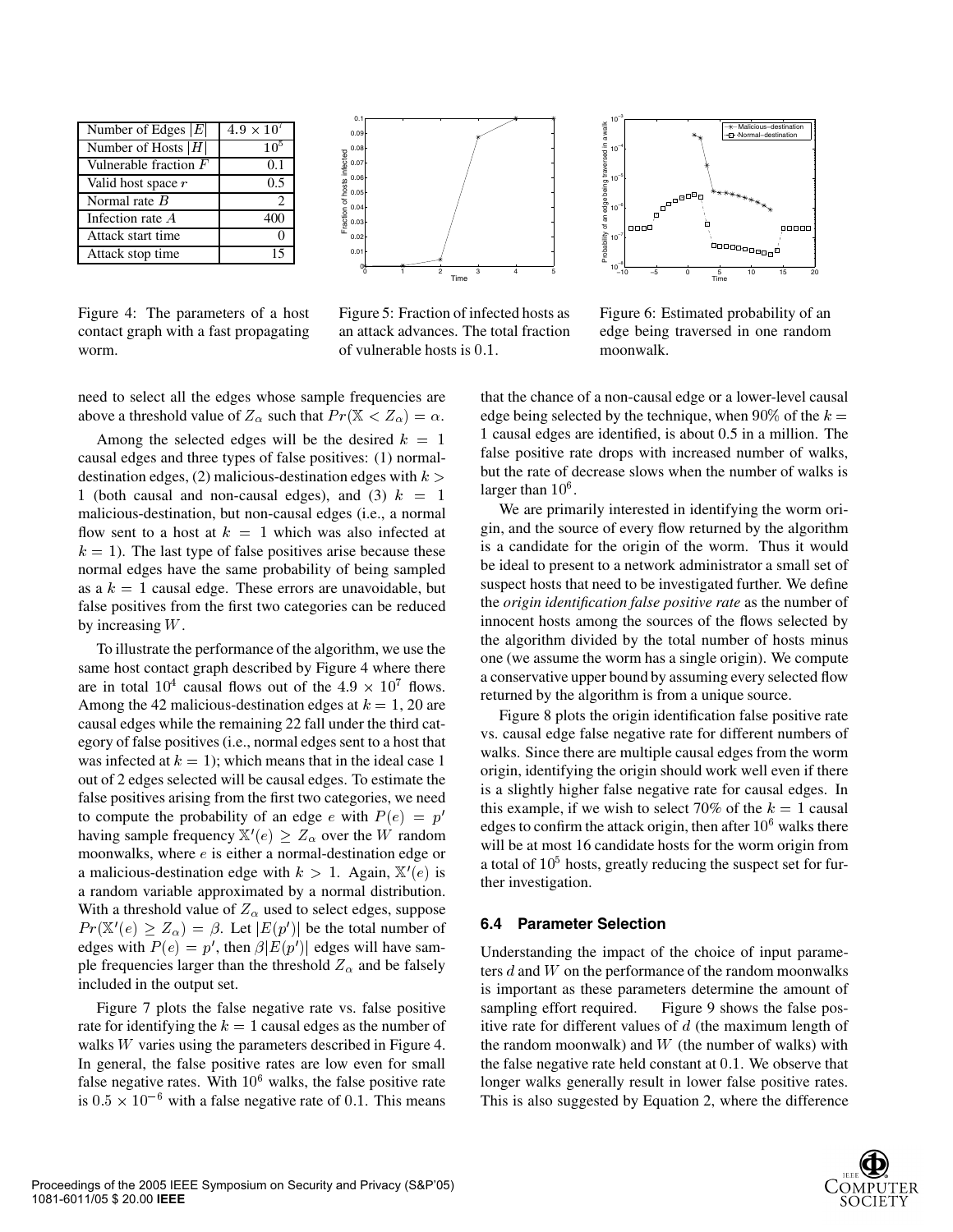| Number of Edges $\|E\|$ | $4.9 \times 10^7$ |
|---|---|
| Number of Hosts $\|H\|$ | $10^5$ |
| Vulnerable fraction $F$ | 0.1 |
| Valid host space $r$ | 0.5 |
| Normal rate $B$ | 2 |
| Infection rate $A$ | 400 |
| Attack start time | 0 |
| Attack stop time | 15 |

Figure 4: The parameters of a host contact graph with a fast propagating worm.

Figure 5: Fraction of infected hosts as an attack advances. The total fraction of vulnerable hosts is 0.1.

Figure 6: Estimated probability of an edge being traversed in one random moonwalk.

need to select all the edges whose sample frequencies are above a threshold value of $Z_\alpha$ such that $Pr(\mathbb{X} < Z_\alpha) = \alpha$.

Among the selected edges will be the desired $k = 1$ causal edges and three types of false positives: (1) normal-destination edges, (2) malicious-destination edges with $k > 1$ (both causal and non-causal edges), and (3) $k = 1$ malicious-destination, but non-causal edges (i.e., a normal flow sent to a host at $k = 1$ which was also infected at $k = 1$). The last type of false positives arise because these normal edges have the same probability of being sampled as a $k = 1$ causal edge. These errors are unavoidable, but false positives from the first two categories can be reduced by increasing $W$.

To illustrate the performance of the algorithm, we use the same host contact graph described by Figure 4 where there are in total $10^4$ causal flows out of the $4.9 \times 10^7$ flows. Among the 42 malicious-destination edges at $k = 1$, 20 are causal edges while the remaining 22 fall under the third category of false positives (i.e., normal edges sent to a host that was infected at $k = 1$); which means that in the ideal case 1 out of 2 edges selected will be causal edges. To estimate the false positives arising from the first two categories, we need to compute the probability of an edge $e$ with $P(e) = p'$ having sample frequency $\mathbb{X}'(e) \geq Z_\alpha$ over the $W$ random moonwalks, where $e$ is either a normal-destination edge or a malicious-destination edge with $k > 1$. Again, $\mathbb{X}'(e)$ is a random variable approximated by a normal distribution. With a threshold value of $Z_\alpha$ used to select edges, suppose $Pr(\mathbb{X}'(e) \geq Z_\alpha) = \beta$. Let $|E(p')|$ be the total number of edges with $P(e) = p'$, then $\beta|E(p')|$ edges will have sample frequencies larger than the threshold $Z_\alpha$ and be falsely included in the output set.

Figure 7 plots the false negative rate vs. false positive rate for identifying the $k = 1$ causal edges as the number of walks $W$ varies using the parameters described in Figure 4. In general, the false positive rates are low even for small false negative rates. With $10^6$ walks, the false positive rate is $0.5 \times 10^{-6}$ with a false negative rate of 0.1. This means that the chance of a non-causal edge or a lower-level causal edge being selected by the technique, when 90% of the $k = 1$ causal edges are identified, is about 0.5 in a million. The false positive rate drops with increased number of walks, but the rate of decrease slows when the number of walks is larger than $10^6$.

We are primarily interested in identifying the worm origin, and the source of every flow returned by the algorithm is a candidate for the origin of the worm. Thus it would be ideal to present to a network administrator a small set of suspect hosts that need to be investigated further. We define the *origin identification false positive rate* as the number of innocent hosts among the sources of the flows selected by the algorithm divided by the total number of hosts minus one (we assume the worm has a single origin). We compute a conservative upper bound by assuming every selected flow returned by the algorithm is from a unique source.

Figure 8 plots the origin identification false positive rate vs. causal edge false negative rate for different numbers of walks. Since there are multiple causal edges from the worm origin, identifying the origin should work well even if there is a slightly higher false negative rate for causal edges. In this example, if we wish to select 70% of the $k = 1$ causal edges to confirm the attack origin, then after $10^6$ walks there will be at most 16 candidate hosts for the worm origin from a total of $10^5$ hosts, greatly reducing the suspect set for further investigation.

### 6.4 Parameter Selection

Understanding the impact of the choice of input parameters $d$ and $W$ on the performance of the random moonwalks is important as these parameters determine the amount of sampling effort required. Figure 9 shows the false positive rate for different values of $d$ (the maximum length of the random moonwalk) and $W$ (the number of walks) with the false negative rate held constant at 0.1. We observe that longer walks generally result in lower false positive rates. This is also suggested by Equation 2, where the difference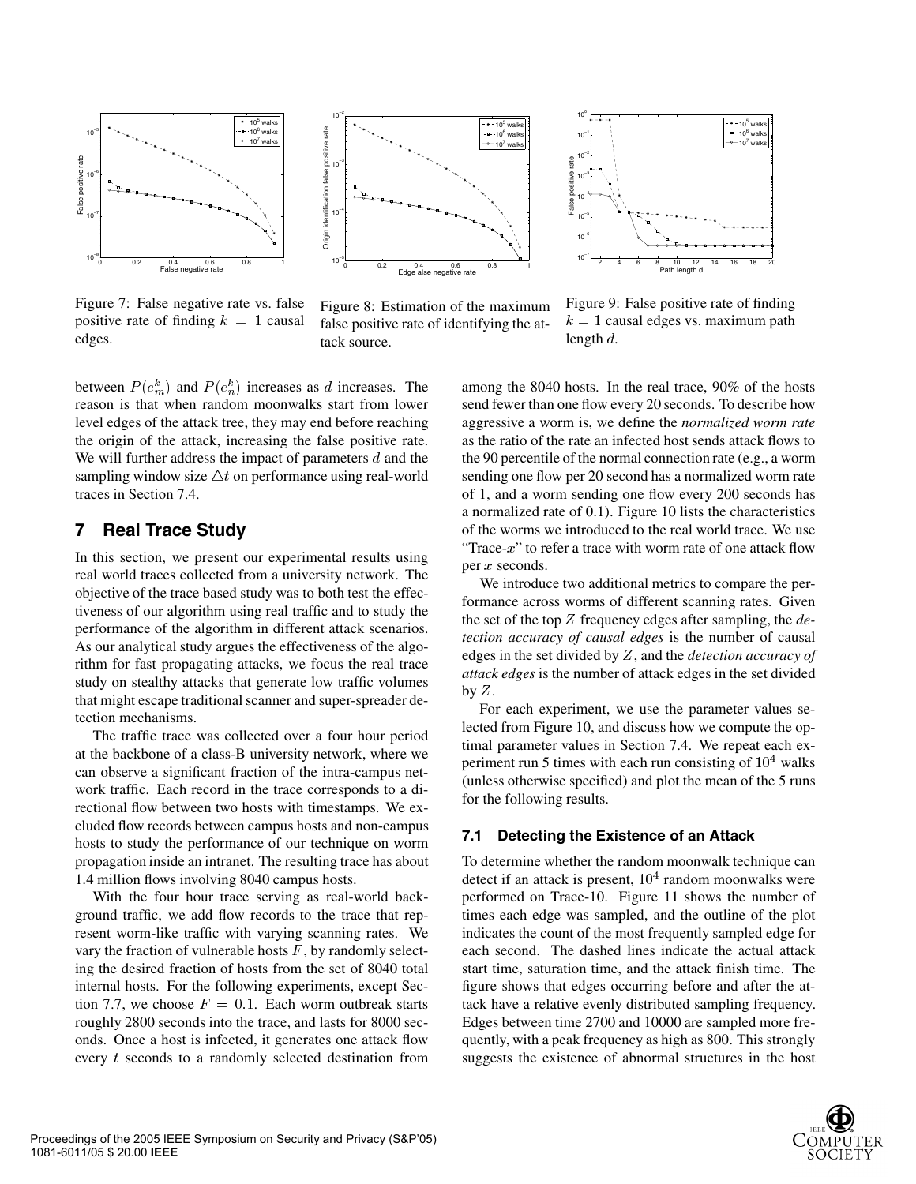Figure 7: False negative rate vs. false positive rate of finding $k = 1$ causal edges.

Figure 8: Estimation of the maximum false positive rate of identifying the attack source.

Figure 9: False positive rate of finding $k = 1$ causal edges vs. maximum path length $d$.

between $P(e_m^k)$ and $P(e_n^k)$ increases as $d$ increases. The reason is that when random moonwalks start from lower level edges of the attack tree, they may end before reaching the origin of the attack, increasing the false positive rate. We will further address the impact of parameters $d$ and the sampling window size $\triangle t$ on performance using real-world traces in Section 7.4.

## 7 Real Trace Study

In this section, we present our experimental results using real world traces collected from a university network. The objective of the trace based study was to both test the effectiveness of our algorithm using real traffic and to study the performance of the algorithm in different attack scenarios. As our analytical study argues the effectiveness of the algorithm for fast propagating attacks, we focus the real trace study on stealthy attacks that generate low traffic volumes that might escape traditional scanner and super-spreader detection mechanisms.

The traffic trace was collected over a four hour period at the backbone of a class-B university network, where we can observe a significant fraction of the intra-campus network traffic. Each record in the trace corresponds to a directional flow between two hosts with timestamps. We excluded flow records between campus hosts and non-campus hosts to study the performance of our technique on worm propagation inside an intranet. The resulting trace has about 1.4 million flows involving 8040 campus hosts.

With the four hour trace serving as real-world background traffic, we add flow records to the trace that represent worm-like traffic with varying scanning rates. We vary the fraction of vulnerable hosts $F$, by randomly selecting the desired fraction of hosts from the set of 8040 total internal hosts. For the following experiments, except Section 7.7, we choose $F = 0.1$. Each worm outbreak starts roughly 2800 seconds into the trace, and lasts for 8000 seconds. Once a host is infected, it generates one attack flow every $t$ seconds to a randomly selected destination from among the 8040 hosts. In the real trace, 90% of the hosts send fewer than one flow every 20 seconds. To describe how aggressive a worm is, we define the *normalized worm rate* as the ratio of the rate an infected host sends attack flows to the 90 percentile of the normal connection rate (e.g., a worm sending one flow per 20 second has a normalized worm rate of 1, and a worm sending one flow every 200 seconds has a normalized rate of 0.1). Figure 10 lists the characteristics of the worms we introduced to the real world trace. We use "Trace-$x$" to refer a trace with worm rate of one attack flow per $x$ seconds.

We introduce two additional metrics to compare the performance across worms of different scanning rates. Given the set of the top $Z$ frequency edges after sampling, the *detection accuracy of causal edges* is the number of causal edges in the set divided by $Z$, and the *detection accuracy of attack edges* is the number of attack edges in the set divided by $Z$.

For each experiment, we use the parameter values selected from Figure 10, and discuss how we compute the optimal parameter values in Section 7.4. We repeat each experiment run 5 times with each run consisting of $10^4$ walks (unless otherwise specified) and plot the mean of the 5 runs for the following results.

### 7.1 Detecting the Existence of an Attack

To determine whether the random moonwalk technique can detect if an attack is present, $10^4$ random moonwalks were performed on Trace-10. Figure 11 shows the number of times each edge was sampled, and the outline of the plot indicates the count of the most frequently sampled edge for each second. The dashed lines indicate the actual attack start time, saturation time, and the attack finish time. The figure shows that edges occurring before and after the attack have a relative evenly distributed sampling frequency. Edges between time 2700 and 10000 are sampled more frequently, with a peak frequency as high as 800. This strongly suggests the existence of abnormal structures in the host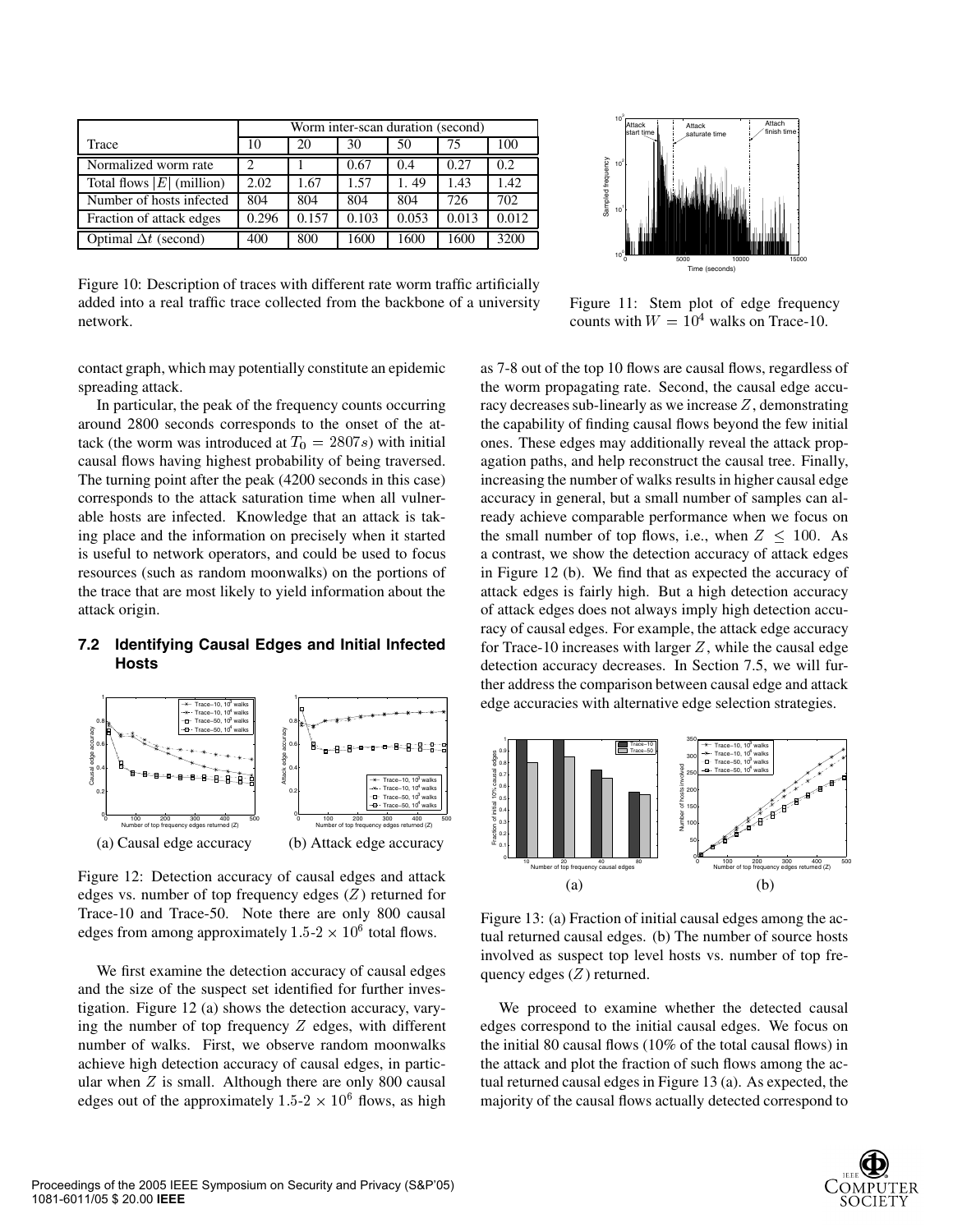| Trace | Worm inter-scan duration (second) | | | | | |
|---|---|---|---|---|---|---|
| | 10 | 20 | 30 | 50 | 75 | 100 |
| Normalized worm rate | 2 | 1 | 0.67 | 0.4 | 0.27 | 0.2 |
| Total flows $\|E\|$ (million) | 2.02 | 1.67 | 1.57 | 1. 49 | 1.43 | 1.42 |
| Number of hosts infected | 804 | 804 | 804 | 804 | 726 | 702 |
| Fraction of attack edges | 0.296 | 0.157 | 0.103 | 0.053 | 0.013 | 0.012 |
| Optimal $\Delta t$ (second) | 400 | 800 | 1600 | 1600 | 1600 | 3200 |

Figure 10: Description of traces with different rate worm traffic artificially added into a real traffic trace collected from the backbone of a university network.

Figure 11: Stem plot of edge frequency counts with $W = 10^4$ walks on Trace-10.

contact graph, which may potentially constitute an epidemic spreading attack.

In particular, the peak of the frequency counts occurring around 2800 seconds corresponds to the onset of the attack (the worm was introduced at $T_0 = 2807s$) with initial causal flows having highest probability of being traversed. The turning point after the peak (4200 seconds in this case) corresponds to the attack saturation time when all vulnerable hosts are infected. Knowledge that an attack is taking place and the information on precisely when it started is useful to network operators, and could be used to focus resources (such as random moonwalks) on the portions of the trace that are most likely to yield information about the attack origin.

### 7.2 Identifying Causal Edges and Initial Infected Hosts

(a) Causal edge accuracy (b) Attack edge accuracy

Figure 12: Detection accuracy of causal edges and attack edges vs. number of top frequency edges ($Z$) returned for Trace-10 and Trace-50. Note there are only 800 causal edges from among approximately $1.5$-$2 \times 10^6$ total flows.

We first examine the detection accuracy of causal edges and the size of the suspect set identified for further investigation. Figure 12 (a) shows the detection accuracy, varying the number of top frequency $Z$ edges, with different number of walks. First, we observe random moonwalks achieve high detection accuracy of causal edges, in particular when $Z$ is small. Although there are only 800 causal edges out of the approximately $1.5$-$2 \times 10^6$ flows, as high as 7-8 out of the top 10 flows are causal flows, regardless of the worm propagating rate. Second, the causal edge accuracy decreases sub-linearly as we increase $Z$, demonstrating the capability of finding causal flows beyond the few initial ones. These edges may additionally reveal the attack propagation paths, and help reconstruct the causal tree. Finally, increasing the number of walks results in higher causal edge accuracy in general, but a small number of samples can already achieve comparable performance when we focus on the small number of top flows, i.e., when $Z \leq 100$. As a contrast, we show the detection accuracy of attack edges in Figure 12 (b). We find that as expected the accuracy of attack edges is fairly high. But a high detection accuracy of attack edges does not always imply high detection accuracy of causal edges. For example, the attack edge accuracy for Trace-10 increases with larger $Z$, while the causal edge detection accuracy decreases. In Section 7.5, we will further address the comparison between causal edge and attack edge accuracies with alternative edge selection strategies.

(a) (b)

Figure 13: (a) Fraction of initial causal edges among the actual returned causal edges. (b) The number of source hosts involved as suspect top level hosts vs. number of top frequency edges ($Z$) returned.

We proceed to examine whether the detected causal edges correspond to the initial causal edges. We focus on the initial 80 causal flows (10% of the total causal flows) in the attack and plot the fraction of such flows among the actual returned causal edges in Figure 13 (a). As expected, the majority of the causal flows actually detected correspond to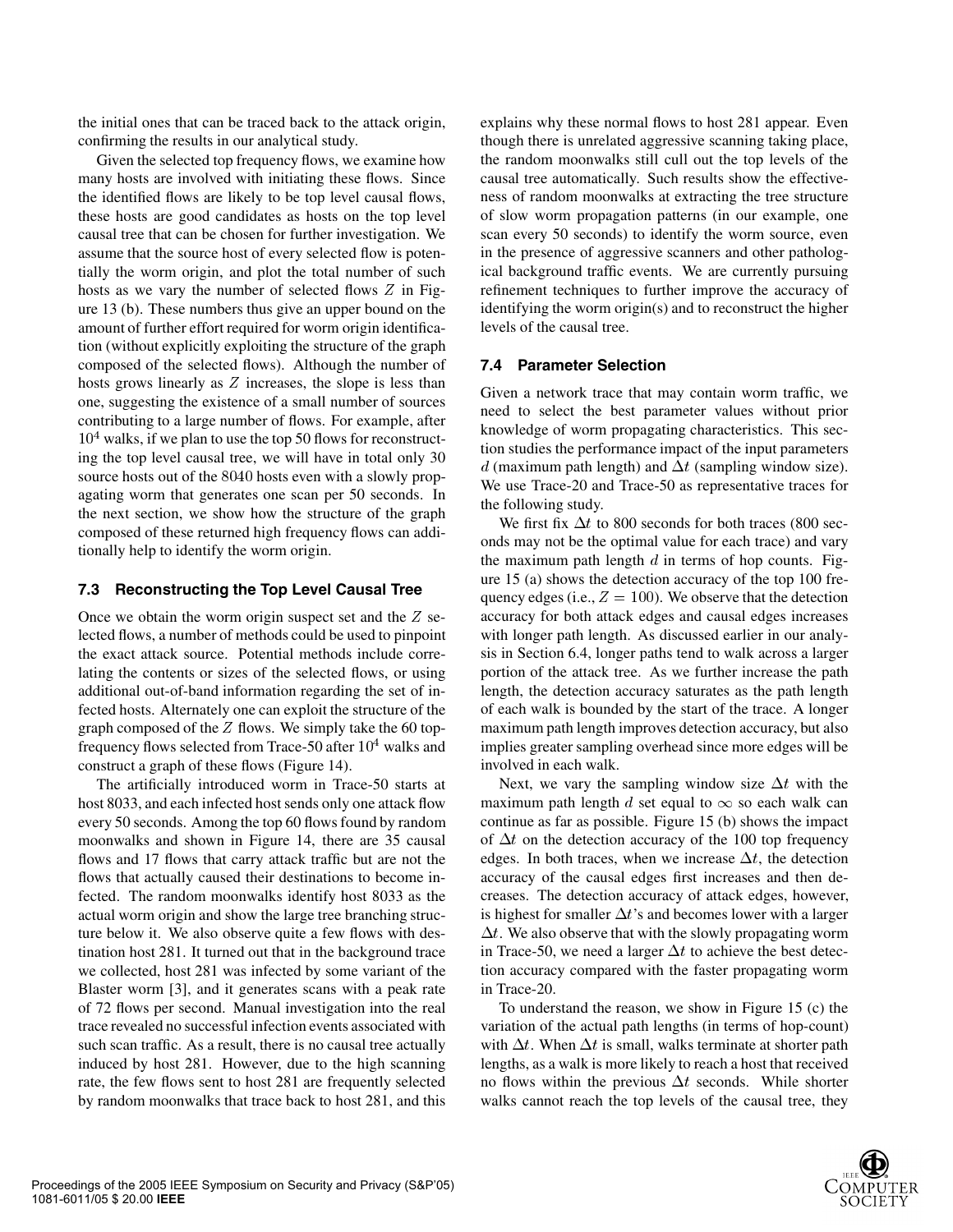the initial ones that can be traced back to the attack origin, confirming the results in our analytical study.

Given the selected top frequency flows, we examine how many hosts are involved with initiating these flows. Since the identified flows are likely to be top level causal flows, these hosts are good candidates as hosts on the top level causal tree that can be chosen for further investigation. We assume that the source host of every selected flow is potentially the worm origin, and plot the total number of such hosts as we vary the number of selected flows $Z$ in Figure 13 (b). These numbers thus give an upper bound on the amount of further effort required for worm origin identification (without explicitly exploiting the structure of the graph composed of the selected flows). Although the number of hosts grows linearly as $Z$ increases, the slope is less than one, suggesting the existence of a small number of sources contributing to a large number of flows. For example, after $10^4$ walks, if we plan to use the top 50 flows for reconstructing the top level causal tree, we will have in total only 30 source hosts out of the 8040 hosts even with a slowly propagating worm that generates one scan per 50 seconds. In the next section, we show how the structure of the graph composed of these returned high frequency flows can additionally help to identify the worm origin.

### 7.3 Reconstructing the Top Level Causal Tree

Once we obtain the worm origin suspect set and the $Z$ selected flows, a number of methods could be used to pinpoint the exact attack source. Potential methods include correlating the contents or sizes of the selected flows, or using additional out-of-band information regarding the set of infected hosts. Alternately one can exploit the structure of the graph composed of the $Z$ flows. We simply take the 60 top-frequency flows selected from Trace-50 after $10^4$ walks and construct a graph of these flows (Figure 14).

The artificially introduced worm in Trace-50 starts at host 8033, and each infected host sends only one attack flow every 50 seconds. Among the top 60 flows found by random moonwalks and shown in Figure 14, there are 35 causal flows and 17 flows that carry attack traffic but are not the flows that actually caused their destinations to become infected. The random moonwalks identify host 8033 as the actual worm origin and show the large tree branching structure below it. We also observe quite a few flows with destination host 281. It turned out that in the background trace we collected, host 281 was infected by some variant of the Blaster worm [3], and it generates scans with a peak rate of 72 flows per second. Manual investigation into the real trace revealed no successful infection events associated with such scan traffic. As a result, there is no causal tree actually induced by host 281. However, due to the high scanning rate, the few flows sent to host 281 are frequently selected by random moonwalks that trace back to host 281, and this explains why these normal flows to host 281 appear. Even though there is unrelated aggressive scanning taking place, the random moonwalks still cull out the top levels of the causal tree automatically. Such results show the effectiveness of random moonwalks at extracting the tree structure of slow worm propagation patterns (in our example, one scan every 50 seconds) to identify the worm source, even in the presence of aggressive scanners and other pathological background traffic events. We are currently pursuing refinement techniques to further improve the accuracy of identifying the worm origin(s) and to reconstruct the higher levels of the causal tree.

### 7.4 Parameter Selection

Given a network trace that may contain worm traffic, we need to select the best parameter values without prior knowledge of worm propagating characteristics. This section studies the performance impact of the input parameters $d$ (maximum path length) and $\Delta t$ (sampling window size). We use Trace-20 and Trace-50 as representative traces for the following study.

We first fix $\Delta t$ to 800 seconds for both traces (800 seconds may not be the optimal value for each trace) and vary the maximum path length $d$ in terms of hop counts. Figure 15 (a) shows the detection accuracy of the top 100 frequency edges (i.e., $Z = 100$). We observe that the detection accuracy for both attack edges and causal edges increases with longer path length. As discussed earlier in our analysis in Section 6.4, longer paths tend to walk across a larger portion of the attack tree. As we further increase the path length, the detection accuracy saturates as the path length of each walk is bounded by the start of the trace. A longer maximum path length improves detection accuracy, but also implies greater sampling overhead since more edges will be involved in each walk.

Next, we vary the sampling window size $\Delta t$ with the maximum path length $d$ set equal to $\infty$ so each walk can continue as far as possible. Figure 15 (b) shows the impact of $\Delta t$ on the detection accuracy of the 100 top frequency edges. In both traces, when we increase $\Delta t$, the detection accuracy of the causal edges first increases and then decreases. The detection accuracy of attack edges, however, is highest for smaller $\Delta t$'s and becomes lower with a larger $\Delta t$. We also observe that with the slowly propagating worm in Trace-50, we need a larger $\Delta t$ to achieve the best detection accuracy compared with the faster propagating worm in Trace-20.

To understand the reason, we show in Figure 15 (c) the variation of the actual path lengths (in terms of hop-count) with $\Delta t$. When $\Delta t$ is small, walks terminate at shorter path lengths, as a walk is more likely to reach a host that received no flows within the previous $\Delta t$ seconds. While shorter walks cannot reach the top levels of the causal tree, they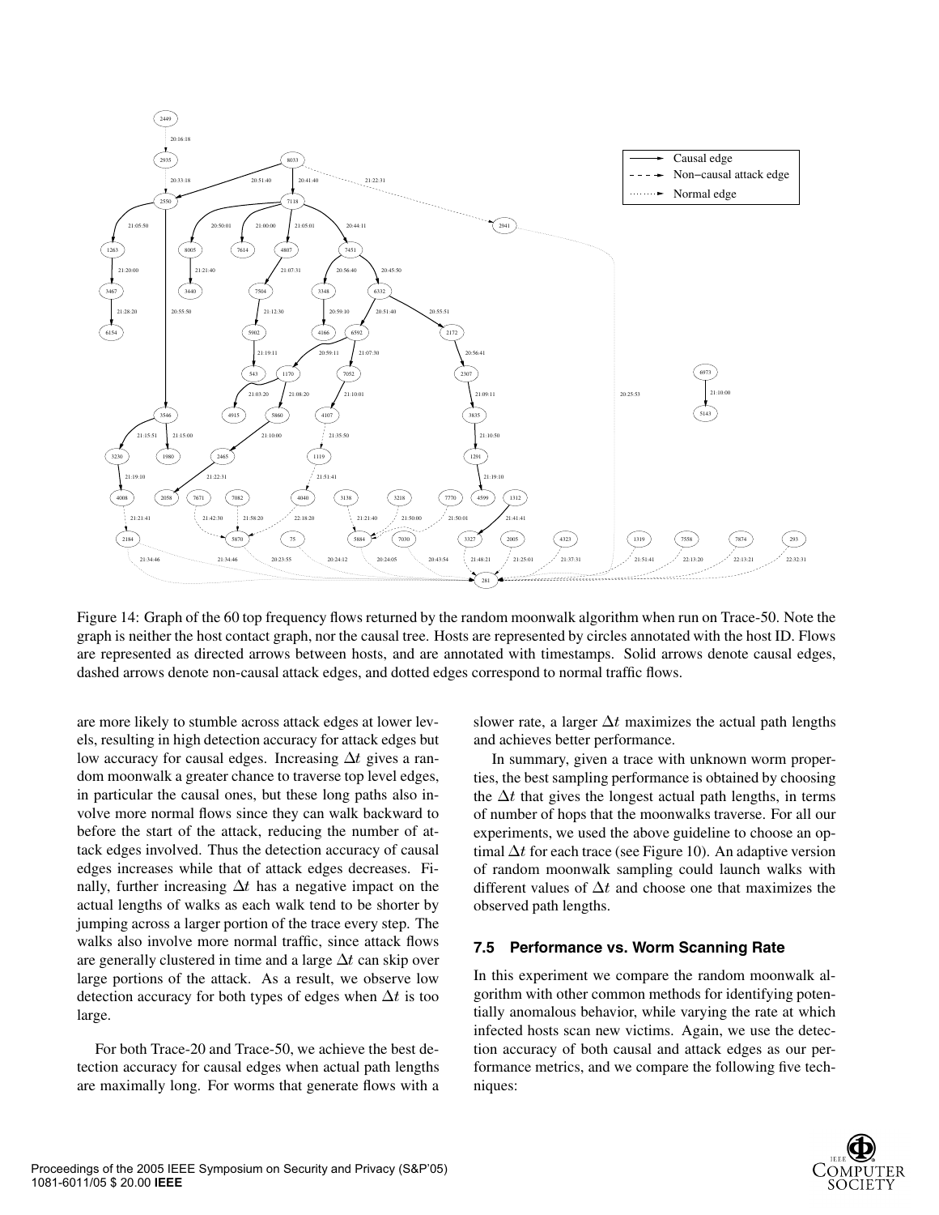Figure 14: Graph of the 60 top frequency flows returned by the random moonwalk algorithm when run on Trace-50. Note the graph is neither the host contact graph, nor the causal tree. Hosts are represented by circles annotated with the host ID. Flows are represented as directed arrows between hosts, and are annotated with timestamps. Solid arrows denote causal edges, dashed arrows denote non-causal attack edges, and dotted edges correspond to normal traffic flows.

are more likely to stumble across attack edges at lower levels, resulting in high detection accuracy for attack edges but low accuracy for causal edges. Increasing $\Delta t$ gives a random moonwalk a greater chance to traverse top level edges, in particular the causal ones, but these long paths also involve more normal flows since they can walk backward to before the start of the attack, reducing the number of attack edges involved. Thus the detection accuracy of causal edges increases while that of attack edges decreases. Finally, further increasing $\Delta t$ has a negative impact on the actual lengths of walks as each walk tend to be shorter by jumping across a larger portion of the trace every step. The walks also involve more normal traffic, since attack flows are generally clustered in time and a large $\Delta t$ can skip over large portions of the attack. As a result, we observe low detection accuracy for both types of edges when $\Delta t$ is too large.

For both Trace-20 and Trace-50, we achieve the best detection accuracy for causal edges when actual path lengths are maximally long. For worms that generate flows with a slower rate, a larger $\Delta t$ maximizes the actual path lengths and achieves better performance.

In summary, given a trace with unknown worm properties, the best sampling performance is obtained by choosing the $\Delta t$ that gives the longest actual path lengths, in terms of number of hops that the moonwalks traverse. For all our experiments, we used the above guideline to choose an optimal $\Delta t$ for each trace (see Figure 10). An adaptive version of random moonwalk sampling could launch walks with different values of $\Delta t$ and choose one that maximizes the observed path lengths.

### 7.5 Performance vs. Worm Scanning Rate

In this experiment we compare the random moonwalk algorithm with other common methods for identifying potentially anomalous behavior, while varying the rate at which infected hosts scan new victims. Again, we use the detection accuracy of both causal and attack edges as our performance metrics, and we compare the following five techniques: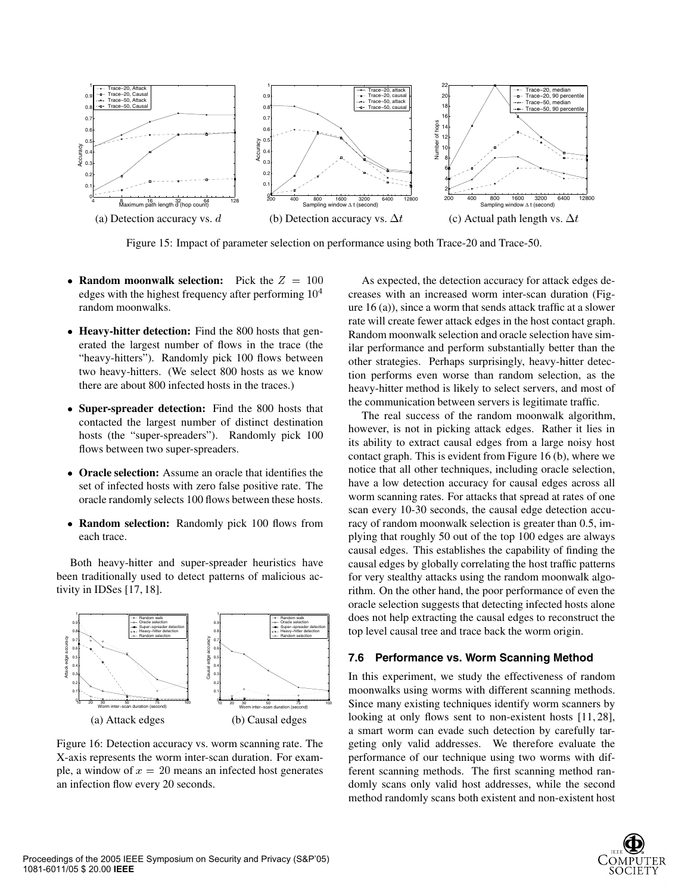(a) Detection accuracy vs. $d$

(b) Detection accuracy vs. $\Delta t$

(c) Actual path length vs. $\Delta t$

Figure 15: Impact of parameter selection on performance using both Trace-20 and Trace-50.

- **Random moonwalk selection:** Pick the $Z = 100$ edges with the highest frequency after performing $10^4$ random moonwalks.
- **Heavy-hitter detection:** Find the 800 hosts that generated the largest number of flows in the trace (the "heavy-hitters"). Randomly pick 100 flows between two heavy-hitters. (We select 800 hosts as we know there are about 800 infected hosts in the traces.)
- **Super-spreader detection:** Find the 800 hosts that contacted the largest number of distinct destination hosts (the "super-spreaders"). Randomly pick 100 flows between two super-spreaders.
- **Oracle selection:** Assume an oracle that identifies the set of infected hosts with zero false positive rate. The oracle randomly selects 100 flows between these hosts.
- **Random selection:** Randomly pick 100 flows from each trace.

Both heavy-hitter and super-spreader heuristics have been traditionally used to detect patterns of malicious activity in IDSes [17, 18].

(a) Attack edges

(b) Causal edges

Figure 16: Detection accuracy vs. worm scanning rate. The X-axis represents the worm inter-scan duration. For example, a window of $x = 20$ means an infected host generates an infection flow every 20 seconds.

As expected, the detection accuracy for attack edges decreases with an increased worm inter-scan duration (Figure 16 (a)), since a worm that sends attack traffic at a slower rate will create fewer attack edges in the host contact graph. Random moonwalk selection and oracle selection have similar performance and perform substantially better than the other strategies. Perhaps surprisingly, heavy-hitter detection performs even worse than random selection, as the heavy-hitter method is likely to select servers, and most of the communication between servers is legitimate traffic.

The real success of the random moonwalk algorithm, however, is not in picking attack edges. Rather it lies in its ability to extract causal edges from a large noisy host contact graph. This is evident from Figure 16 (b), where we notice that all other techniques, including oracle selection, have a low detection accuracy for causal edges across all worm scanning rates. For attacks that spread at rates of one scan every 10-30 seconds, the causal edge detection accuracy of random moonwalk selection is greater than 0.5, implying that roughly 50 out of the top 100 edges are always causal edges. This establishes the capability of finding the causal edges by globally correlating the host traffic patterns for very stealthy attacks using the random moonwalk algorithm. On the other hand, the poor performance of even the oracle selection suggests that detecting infected hosts alone does not help extracting the causal edges to reconstruct the top level causal tree and trace back the worm origin.

### 7.6 Performance vs. Worm Scanning Method

In this experiment, we study the effectiveness of random moonwalks using worms with different scanning methods. Since many existing techniques identify worm scanners by looking at only flows sent to non-existent hosts [11, 28], a smart worm can evade such detection by carefully targeting only valid addresses. We therefore evaluate the performance of our technique using two worms with different scanning methods. The first scanning method randomly scans only valid host addresses, while the second method randomly scans both existent and non-existent host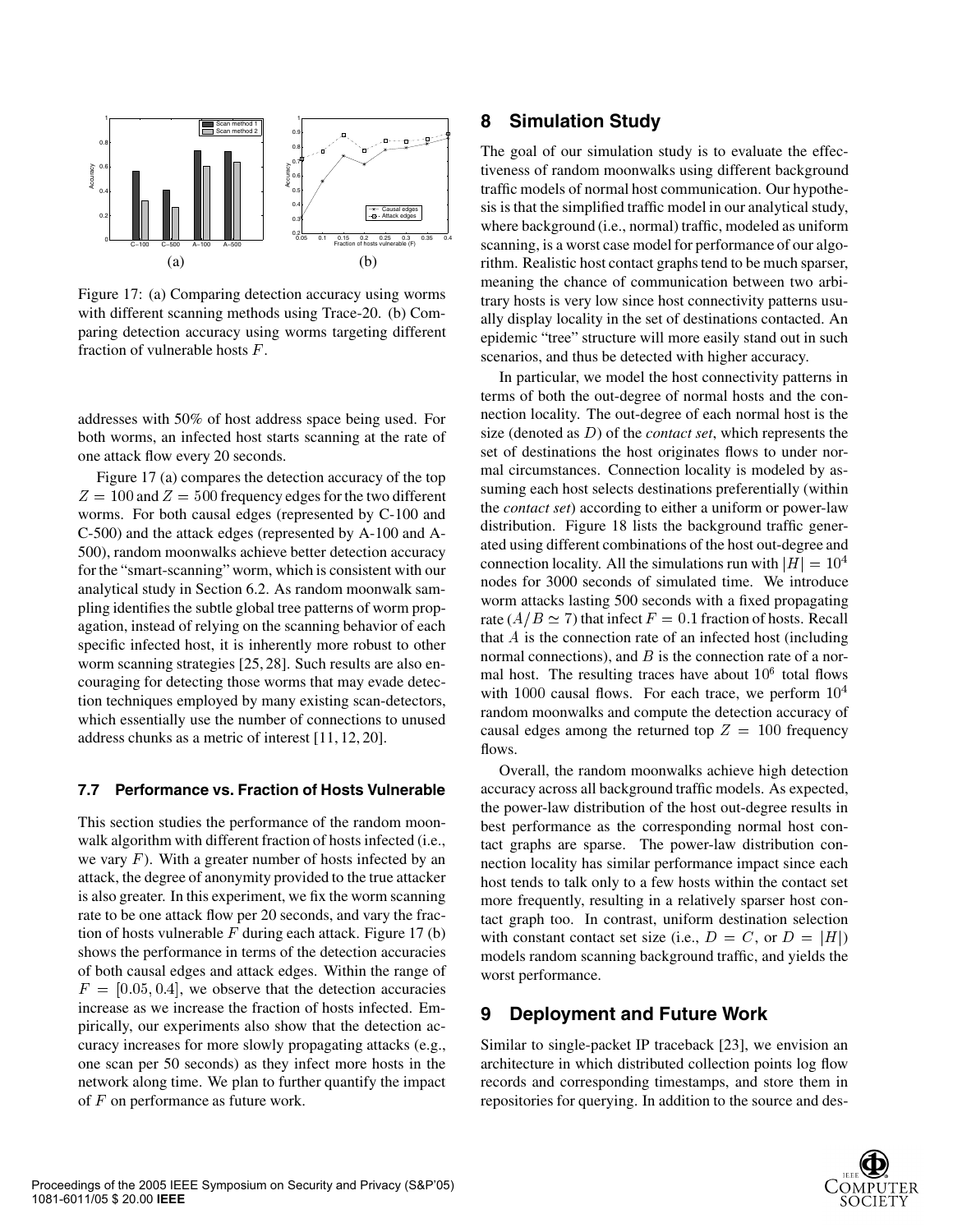Figure 17: (a) Comparing detection accuracy using worms with different scanning methods using Trace-20. (b) Comparing detection accuracy using worms targeting different fraction of vulnerable hosts $F$.

addresses with 50% of host address space being used. For both worms, an infected host starts scanning at the rate of one attack flow every 20 seconds.

Figure 17 (a) compares the detection accuracy of the top $Z = 100$ and $Z = 500$ frequency edges for the two different worms. For both causal edges (represented by C-100 and C-500) and the attack edges (represented by A-100 and A-500), random moonwalks achieve better detection accuracy for the "smart-scanning" worm, which is consistent with our analytical study in Section 6.2. As random moonwalk sampling identifies the subtle global tree patterns of worm propagation, instead of relying on the scanning behavior of each specific infected host, it is inherently more robust to other worm scanning strategies [25, 28]. Such results are also encouraging for detecting those worms that may evade detection techniques employed by many existing scan-detectors, which essentially use the number of connections to unused address chunks as a metric of interest [11, 12, 20].

### 7.7 Performance vs. Fraction of Hosts Vulnerable

This section studies the performance of the random moonwalk algorithm with different fraction of hosts infected (i.e., we vary $F$). With a greater number of hosts infected by an attack, the degree of anonymity provided to the true attacker is also greater. In this experiment, we fix the worm scanning rate to be one attack flow per 20 seconds, and vary the fraction of hosts vulnerable $F$ during each attack. Figure 17 (b) shows the performance in terms of the detection accuracies of both causal edges and attack edges. Within the range of $F = [0.05, 0.4]$, we observe that the detection accuracies increase as we increase the fraction of hosts infected. Empirically, our experiments also show that the detection accuracy increases for more slowly propagating attacks (e.g., one scan per 50 seconds) as they infect more hosts in the network along time. We plan to further quantify the impact of $F$ on performance as future work.

## 8 Simulation Study

The goal of our simulation study is to evaluate the effectiveness of random moonwalks using different background traffic models of normal host communication. Our hypothesis is that the simplified traffic model in our analytical study, where background (i.e., normal) traffic, modeled as uniform scanning, is a worst case model for performance of our algorithm. Realistic host contact graphs tend to be much sparser, meaning the chance of communication between two arbitrary hosts is very low since host connectivity patterns usually display locality in the set of destinations contacted. An epidemic "tree" structure will more easily stand out in such scenarios, and thus be detected with higher accuracy.

In particular, we model the host connectivity patterns in terms of both the out-degree of normal hosts and the connection locality. The out-degree of each normal host is the size (denoted as $D$) of the *contact set*, which represents the set of destinations the host originates flows to under normal circumstances. Connection locality is modeled by assuming each host selects destinations preferentially (within the *contact set*) according to either a uniform or power-law distribution. Figure 18 lists the background traffic generated using different combinations of the host out-degree and connection locality. All the simulations run with $|H| = 10^4$ nodes for 3000 seconds of simulated time. We introduce worm attacks lasting 500 seconds with a fixed propagating rate ($A/B \simeq 7$) that infect $F = 0.1$ fraction of hosts. Recall that $A$ is the connection rate of an infected host (including normal connections), and $B$ is the connection rate of a normal host. The resulting traces have about $10^6$ total flows with 1000 causal flows. For each trace, we perform $10^4$ random moonwalks and compute the detection accuracy of causal edges among the returned top $Z = 100$ frequency flows.

Overall, the random moonwalks achieve high detection accuracy across all background traffic models. As expected, the power-law distribution of the host out-degree results in best performance as the corresponding normal host contact graphs are sparse. The power-law distribution connection locality has similar performance impact since each host tends to talk only to a few hosts within the contact set more frequently, resulting in a relatively sparser host contact graph too. In contrast, uniform destination selection with constant contact set size (i.e., $D = C$, or $D = |H|$) models random scanning background traffic, and yields the worst performance.

## 9 Deployment and Future Work

Similar to single-packet IP traceback [23], we envision an architecture in which distributed collection points log flow records and corresponding timestamps, and store them in repositories for querying. In addition to the source and des-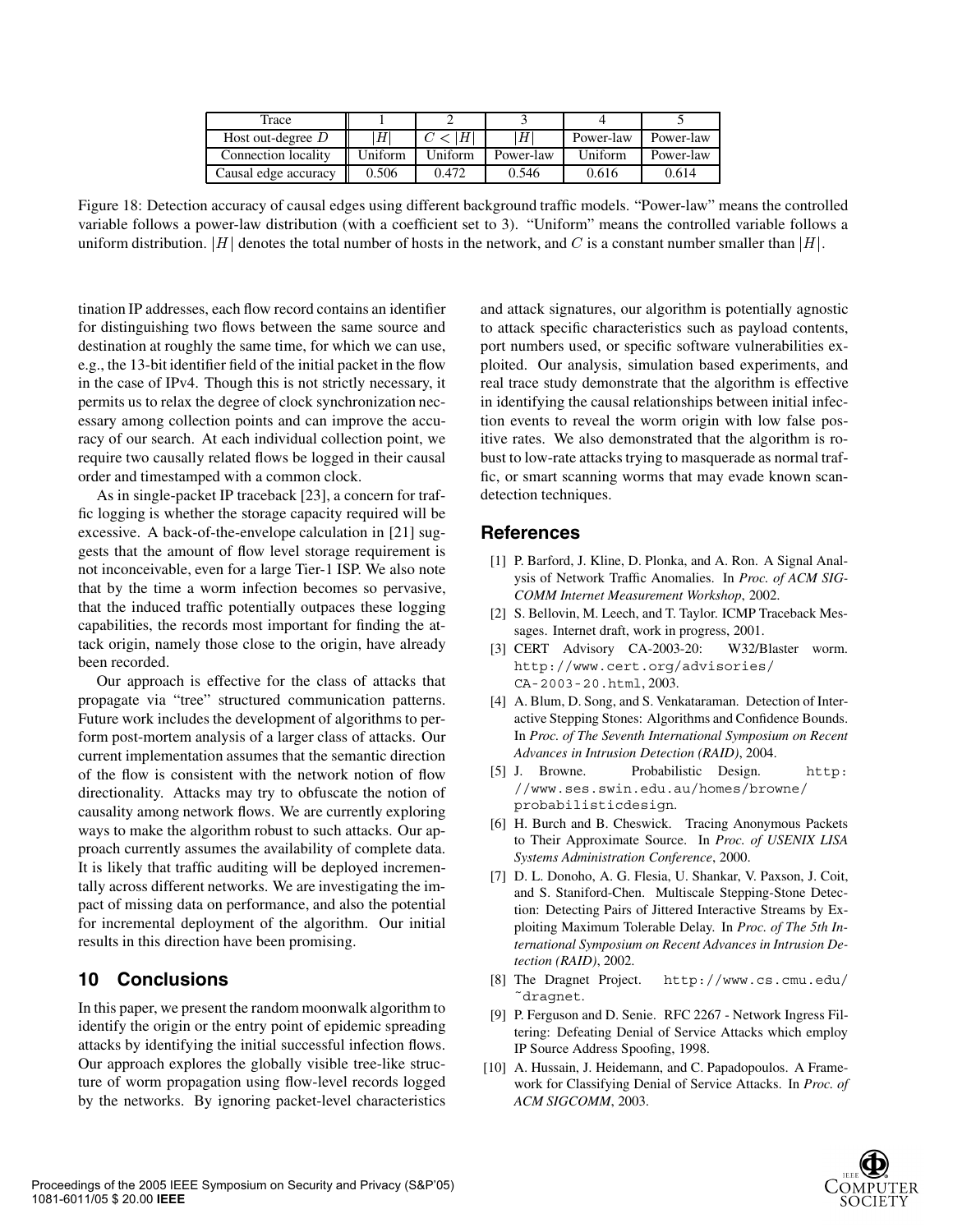| Trace | 1 | 2 | 3 | 4 | 5 |
|---|---|---|---|---|---|
| Host out-degree $D$ | $\|H\|$ | $C < \|H\|$ | $\|H\|$ | Power-law | Power-law |
| Connection locality | Uniform | Uniform | Power-law | Uniform | Power-law |
| Causal edge accuracy | 0.506 | 0.472 | 0.546 | 0.616 | 0.614 |

Figure 18: Detection accuracy of causal edges using different background traffic models. "Power-law" means the controlled variable follows a power-law distribution (with a coefficient set to 3). "Uniform" means the controlled variable follows a uniform distribution. $|H|$ denotes the total number of hosts in the network, and $C$ is a constant number smaller than $|H|$.

tination IP addresses, each flow record contains an identifier for distinguishing two flows between the same source and destination at roughly the same time, for which we can use, e.g., the 13-bit identifier field of the initial packet in the flow in the case of IPv4. Though this is not strictly necessary, it permits us to relax the degree of clock synchronization necessary among collection points and can improve the accuracy of our search. At each individual collection point, we require two causally related flows be logged in their causal order and timestamped with a common clock.

As in single-packet IP traceback [23], a concern for traffic logging is whether the storage capacity required will be excessive. A back-of-the-envelope calculation in [21] suggests that the amount of flow level storage requirement is not inconceivable, even for a large Tier-1 ISP. We also note that by the time a worm infection becomes so pervasive, that the induced traffic potentially outpaces these logging capabilities, the records most important for finding the attack origin, namely those close to the origin, have already been recorded.

Our approach is effective for the class of attacks that propagate via "tree" structured communication patterns. Future work includes the development of algorithms to perform post-mortem analysis of a larger class of attacks. Our current implementation assumes that the semantic direction of the flow is consistent with the network notion of flow directionality. Attacks may try to obfuscate the notion of causality among network flows. We are currently exploring ways to make the algorithm robust to such attacks. Our approach currently assumes the availability of complete data. It is likely that traffic auditing will be deployed incrementally across different networks. We are investigating the impact of missing data on performance, and also the potential for incremental deployment of the algorithm. Our initial results in this direction have been promising.

## 10 Conclusions

In this paper, we present the random moonwalk algorithm to identify the origin or the entry point of epidemic spreading attacks by identifying the initial successful infection flows. Our approach explores the globally visible tree-like structure of worm propagation using flow-level records logged by the networks. By ignoring packet-level characteristics and attack signatures, our algorithm is potentially agnostic to attack specific characteristics such as payload contents, port numbers used, or specific software vulnerabilities exploited. Our analysis, simulation based experiments, and real trace study demonstrate that the algorithm is effective in identifying the causal relationships between initial infection events to reveal the worm origin with low false positive rates. We also demonstrated that the algorithm is robust to low-rate attacks trying to masquerade as normal traffic, or smart scanning worms that may evade known scan-detection techniques.

## References

[1] P. Barford, J. Kline, D. Plonka, and A. Ron. A Signal Analysis of Network Traffic Anomalies. In *Proc. of ACM SIGCOMM Internet Measurement Workshop*, 2002.

[2] S. Bellovin, M. Leech, and T. Taylor. ICMP Traceback Messages. Internet draft, work in progress, 2001.

[3] CERT Advisory CA-2003-20: W32/Blaster worm. http://www.cert.org/advisories/CA-2003-20.html, 2003.

[4] A. Blum, D. Song, and S. Venkataraman. Detection of Interactive Stepping Stones: Algorithms and Confidence Bounds. In *Proc. of The Seventh International Symposium on Recent Advances in Intrusion Detection (RAID)*, 2004.

[5] J. Browne. Probabilistic Design. http://www.ses.swin.edu.au/homes/browne/probabilisticdesign.

[6] H. Burch and B. Cheswick. Tracing Anonymous Packets to Their Approximate Source. In *Proc. of USENIX LISA Systems Administration Conference*, 2000.

[7] D. L. Donoho, A. G. Flesia, U. Shankar, V. Paxson, J. Coit, and S. Staniford-Chen. Multiscale Stepping-Stone Detection: Detecting Pairs of Jittered Interactive Streams by Exploiting Maximum Tolerable Delay. In *Proc. of The 5th International Symposium on Recent Advances in Intrusion Detection (RAID)*, 2002.

[8] The Dragnet Project. http://www.cs.cmu.edu/~dragnet.

[9] P. Ferguson and D. Senie. RFC 2267 - Network Ingress Filtering: Defeating Denial of Service Attacks which employ IP Source Address Spoofing, 1998.

[10] A. Hussain, J. Heidemann, and C. Papadopoulos. A Framework for Classifying Denial of Service Attacks. In *Proc. of ACM SIGCOMM*, 2003.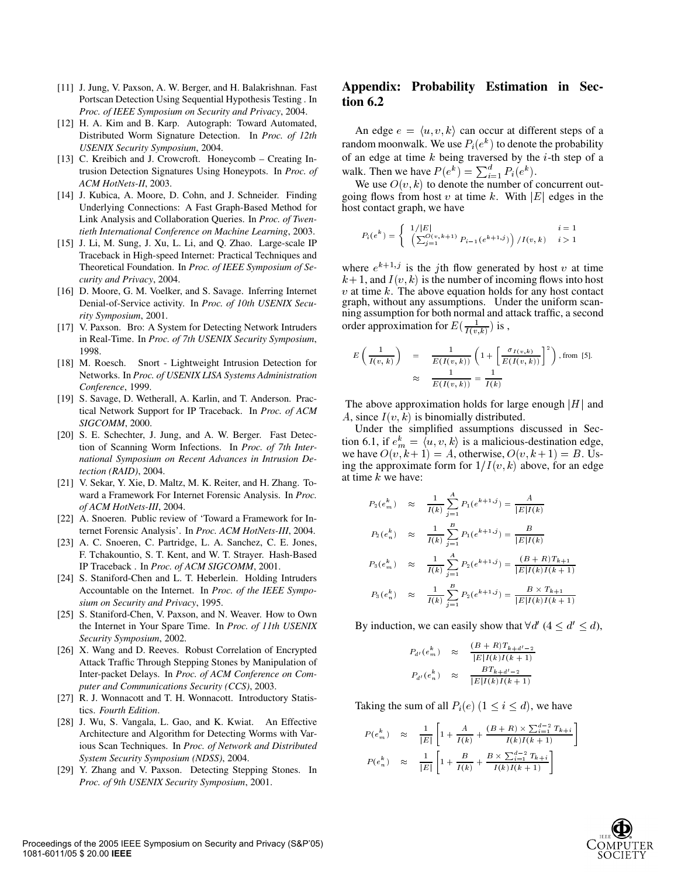[11] J. Jung, V. Paxson, A. W. Berger, and H. Balakrishnan. Fast Portscan Detection Using Sequential Hypothesis Testing . In *Proc. of IEEE Symposium on Security and Privacy*, 2004.

[12] H. A. Kim and B. Karp. Autograph: Toward Automated, Distributed Worm Signature Detection. In *Proc. of 12th USENIX Security Symposium*, 2004.

[13] C. Kreibich and J. Crowcroft. Honeycomb – Creating Intrusion Detection Signatures Using Honeypots. In *Proc. of ACM HotNets-II*, 2003.

[14] J. Kubica, A. Moore, D. Cohn, and J. Schneider. Finding Underlying Connections: A Fast Graph-Based Method for Link Analysis and Collaboration Queries. In *Proc. of Twentieth International Conference on Machine Learning*, 2003.

[15] J. Li, M. Sung, J. Xu, L. Li, and Q. Zhao. Large-scale IP Traceback in High-speed Internet: Practical Techniques and Theoretical Foundation. In *Proc. of IEEE Symposium of Security and Privacy*, 2004.

[16] D. Moore, G. M. Voelker, and S. Savage. Inferring Internet Denial-of-Service activity. In *Proc. of 10th USENIX Security Symposium*, 2001.

[17] V. Paxson. Bro: A System for Detecting Network Intruders in Real-Time. In *Proc. of 7th USENIX Security Symposium*, 1998.

[18] M. Roesch. Snort - Lightweight Intrusion Detection for Networks. In *Proc. of USENIX LISA Systems Administration Conference*, 1999.

[19] S. Savage, D. Wetherall, A. Karlin, and T. Anderson. Practical Network Support for IP Traceback. In *Proc. of ACM SIGCOMM*, 2000.

[20] S. E. Schechter, J. Jung, and A. W. Berger. Fast Detection of Scanning Worm Infections. In *Proc. of 7th International Symposium on Recent Advances in Intrusion Detection (RAID)*, 2004.

[21] V. Sekar, Y. Xie, D. Maltz, M. K. Reiter, and H. Zhang. Toward a Framework For Internet Forensic Analysis. In *Proc. of ACM HotNets-III*, 2004.

[22] A. Snoeren. Public review of 'Toward a Framework for Internet Forensic Analysis'. In *Proc. ACM HotNets-III*, 2004.

[23] A. C. Snoeren, C. Partridge, L. A. Sanchez, C. E. Jones, F. Tchakountio, S. T. Kent, and W. T. Strayer. Hash-Based IP Traceback . In *Proc. of ACM SIGCOMM*, 2001.

[24] S. Staniford-Chen and L. T. Heberlein. Holding Intruders Accountable on the Internet. In *Proc. of the IEEE Symposium on Security and Privacy*, 1995.

[25] S. Staniford-Chen, V. Paxson, and N. Weaver. How to Own the Internet in Your Spare Time. In *Proc. of 11th USENIX Security Symposium*, 2002.

[26] X. Wang and D. Reeves. Robust Correlation of Encrypted Attack Traffic Through Stepping Stones by Manipulation of Inter-packet Delays. In *Proc. of ACM Conference on Computer and Communications Security (CCS)*, 2003.

[27] R. J. Wonnacott and T. H. Wonnacott. Introductory Statistics. *Fourth Edition*.

[28] J. Wu, S. Vangala, L. Gao, and K. Kwiat. An Effective Architecture and Algorithm for Detecting Worms with Various Scan Techniques. In *Proc. of Network and Distributed System Security Symposium (NDSS)*, 2004.

[29] Y. Zhang and V. Paxson. Detecting Stepping Stones. In *Proc. of 9th USENIX Security Symposium*, 2001.

## Appendix: Probability Estimation in Section 6.2

An edge $e = \langle u, v, k \rangle$ can occur at different steps of a random moonwalk. We use $P_i(e^k)$ to denote the probability of an edge at time $k$ being traversed by the $i$-th step of a walk. Then we have $P(e^k) = \sum_{i=1}^{d} P_i(e^k)$.

We use $O(v, k)$ to denote the number of concurrent outgoing flows from host $v$ at time $k$. With $|E|$ edges in the host contact graph, we have

$$P_i(e^k) = \begin{cases} 1/|E| & i = 1 \\ \left(\sum_{j=1}^{O(v,k+1)} P_{i-1}(e^{k+1,j})\right) / I(v,k) & i > 1 \end{cases}$$

where $e^{k+1,j}$ is the $j$th flow generated by host $v$ at time $k+1$, and $I(v, k)$ is the number of incoming flows into host $v$ at time $k$. The above equation holds for any host contact graph, without any assumptions. Under the uniform scanning assumption for both normal and attack traffic, a second order approximation for $E(\frac{1}{I(v,k)})$ is ,

$$\begin{aligned} E\left(\frac{1}{I(v,k)}\right) &= \frac{1}{E(I(v,k))}\left(1 + \left[\frac{\sigma_{I(v,k)}}{E(I(v,k))}\right]^2\right), \text{from [5].} \\ &\approx \frac{1}{E(I(v,k))} = \frac{1}{I(k)} \end{aligned}$$

The above approximation holds for large enough $|H|$ and $A$, since $I(v, k)$ is binomially distributed.

Under the simplified assumptions discussed in Section 6.1, if $e_m^k = \langle u, v, k \rangle$ is a malicious-destination edge, we have $O(v, k+1) = A$, otherwise, $O(v, k+1) = B$. Using the approximate form for $1/I(v, k)$ above, for an edge at time $k$ we have:

$$\begin{aligned} P_2(e_m^k) &\approx \frac{1}{I(k)} \sum_{j=1}^{A} P_1(e^{k+1,j}) = \frac{A}{|E| I(k)} \\ P_2(e_n^k) &\approx \frac{1}{I(k)} \sum_{j=1}^{B} P_1(e^{k+1,j}) = \frac{B}{|E| I(k)} \\ P_3(e_m^k) &\approx \frac{1}{I(k)} \sum_{j=1}^{A} P_2(e^{k+1,j}) = \frac{(B+R)T_{k+1}}{|E| I(k) I(k+1)} \\ P_3(e_n^k) &\approx \frac{1}{I(k)} \sum_{j=1}^{B} P_2(e^{k+1,j}) = \frac{B \times T_{k+1}}{|E| I(k) I(k+1)} \end{aligned}$$

By induction, we can easily show that $\forall d'$ $(4 \leq d' \leq d)$,

$$\begin{aligned} P_{d'}(e_m^k) &\approx \frac{(B+R)T_{k+d'-2}}{|E| I(k) I(k+1)} \\ P_{d'}(e_n^k) &\approx \frac{B T_{k+d'-2}}{|E| I(k) I(k+1)} \end{aligned}$$

Taking the sum of all $P_i(e)$ $(1 \leq i \leq d)$, we have

$$\begin{aligned} P(e_m^k) &\approx \frac{1}{|E|}\left[1 + \frac{A}{I(k)} + \frac{(B+R) \times \sum_{i=1}^{d-2} T_{k+i}}{I(k) I(k+1)}\right] \\ P(e_n^k) &\approx \frac{1}{|E|}\left[1 + \frac{B}{I(k)} + \frac{B \times \sum_{i=1}^{d-2} T_{k+i}}{I(k) I(k+1)}\right] \end{aligned}$$